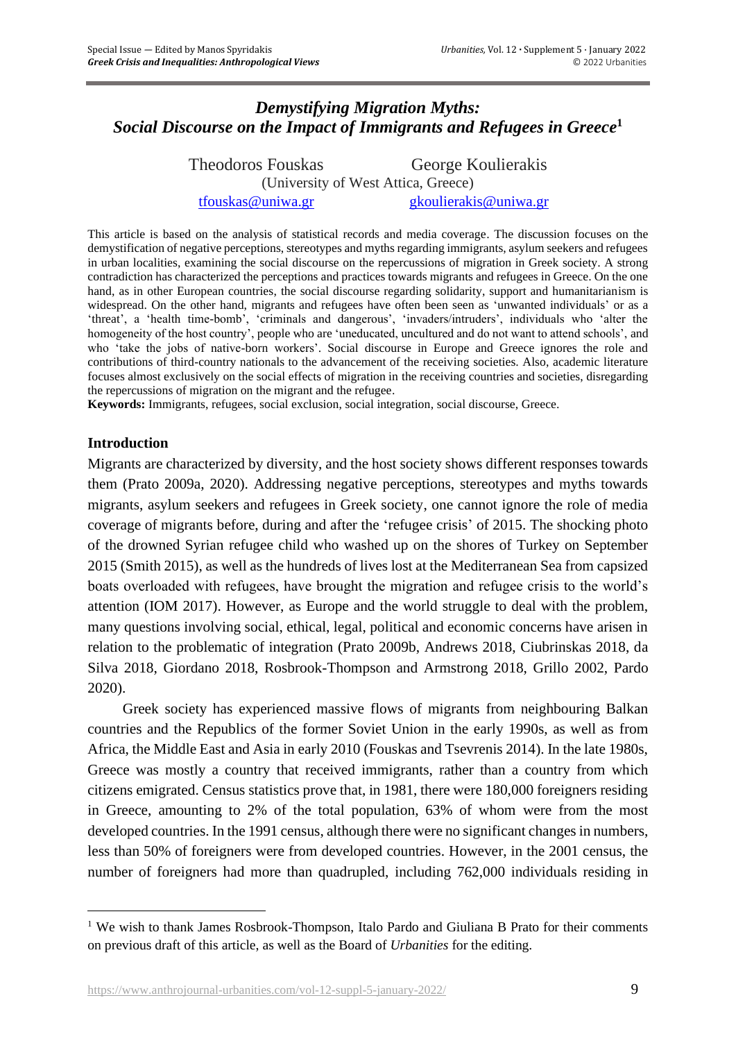# *Demystifying Migration Myths: Social Discourse on the Impact of Immigrants and Refugees in Greece*[1]

Theodoros Fouskas George Koulierakis
(University of West Attica, Greece)
tfouskas@uniwa.gr gkoulierakis@uniwa.gr

This article is based on the analysis of statistical records and media coverage. The discussion focuses on the demystification of negative perceptions, stereotypes and myths regarding immigrants, asylum seekers and refugees in urban localities, examining the social discourse on the repercussions of migration in Greek society. A strong contradiction has characterized the perceptions and practices towards migrants and refugees in Greece. On the one hand, as in other European countries, the social discourse regarding solidarity, support and humanitarianism is widespread. On the other hand, migrants and refugees have often been seen as 'unwanted individuals' or as a 'threat', a 'health time-bomb', 'criminals and dangerous', 'invaders/intruders', individuals who 'alter the homogeneity of the host country', people who are 'uneducated, uncultured and do not want to attend schools', and who 'take the jobs of native-born workers'. Social discourse in Europe and Greece ignores the role and contributions of third-country nationals to the advancement of the receiving societies. Also, academic literature focuses almost exclusively on the social effects of migration in the receiving countries and societies, disregarding the repercussions of migration on the migrant and the refugee.

**Keywords:** Immigrants, refugees, social exclusion, social integration, social discourse, Greece.

## Introduction

Migrants are characterized by diversity, and the host society shows different responses towards them (Prato 2009a, 2020). Addressing negative perceptions, stereotypes and myths towards migrants, asylum seekers and refugees in Greek society, one cannot ignore the role of media coverage of migrants before, during and after the 'refugee crisis' of 2015. The shocking photo of the drowned Syrian refugee child who washed up on the shores of Turkey on September 2015 (Smith 2015), as well as the hundreds of lives lost at the Mediterranean Sea from capsized boats overloaded with refugees, have brought the migration and refugee crisis to the world's attention (IOM 2017). However, as Europe and the world struggle to deal with the problem, many questions involving social, ethical, legal, political and economic concerns have arisen in relation to the problematic of integration (Prato 2009b, Andrews 2018, Ciubrinskas 2018, da Silva 2018, Giordano 2018, Rosbrook-Thompson and Armstrong 2018, Grillo 2002, Pardo 2020).

Greek society has experienced massive flows of migrants from neighbouring Balkan countries and the Republics of the former Soviet Union in the early 1990s, as well as from Africa, the Middle East and Asia in early 2010 (Fouskas and Tsevrenis 2014). In the late 1980s, Greece was mostly a country that received immigrants, rather than a country from which citizens emigrated. Census statistics prove that, in 1981, there were 180,000 foreigners residing in Greece, amounting to 2% of the total population, 63% of whom were from the most developed countries. In the 1991 census, although there were no significant changes in numbers, less than 50% of foreigners were from developed countries. However, in the 2001 census, the number of foreigners had more than quadrupled, including 762,000 individuals residing in

[1] We wish to thank James Rosbrook-Thompson, Italo Pardo and Giuliana B Prato for their comments on previous draft of this article, as well as the Board of *Urbanities* for the editing.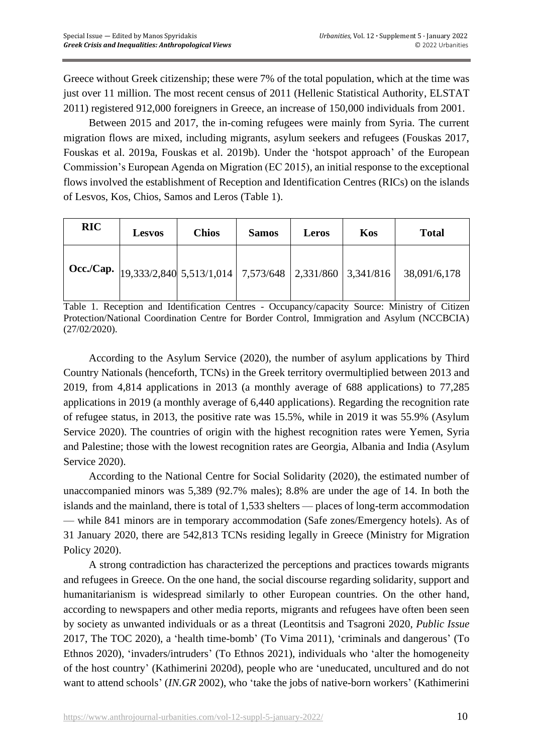Greece without Greek citizenship; these were 7% of the total population, which at the time was just over 11 million. The most recent census of 2011 (Hellenic Statistical Authority, ELSTAT 2011) registered 912,000 foreigners in Greece, an increase of 150,000 individuals from 2001.

Between 2015 and 2017, the in-coming refugees were mainly from Syria. The current migration flows are mixed, including migrants, asylum seekers and refugees (Fouskas 2017, Fouskas et al. 2019a, Fouskas et al. 2019b). Under the 'hotspot approach' of the European Commission's European Agenda on Migration (EC 2015), an initial response to the exceptional flows involved the establishment of Reception and Identification Centres (RICs) on the islands of Lesvos, Kos, Chios, Samos and Leros (Table 1).

| **RIC** | **Lesvos** | **Chios** | **Samos** | **Leros** | **Kos** | **Total** |
|---|---|---|---|---|---|---|
| **Occ./Cap.** | 19,333/2,840 | 5,513/1,014 | 7,573/648 | 2,331/860 | 3,341/816 | 38,091/6,178 |

Table 1. Reception and Identification Centres - Occupancy/capacity Source: Ministry of Citizen Protection/National Coordination Centre for Border Control, Immigration and Asylum (NCCBCIA) (27/02/2020).

According to the Asylum Service (2020), the number of asylum applications by Third Country Nationals (henceforth, TCNs) in the Greek territory overmultiplied between 2013 and 2019, from 4,814 applications in 2013 (a monthly average of 688 applications) to 77,285 applications in 2019 (a monthly average of 6,440 applications). Regarding the recognition rate of refugee status, in 2013, the positive rate was 15.5%, while in 2019 it was 55.9% (Asylum Service 2020). The countries of origin with the highest recognition rates were Yemen, Syria and Palestine; those with the lowest recognition rates are Georgia, Albania and India (Asylum Service 2020).

According to the National Centre for Social Solidarity (2020), the estimated number of unaccompanied minors was 5,389 (92.7% males); 8.8% are under the age of 14. In both the islands and the mainland, there is total of 1,533 shelters — places of long-term accommodation — while 841 minors are in temporary accommodation (Safe zones/Emergency hotels). As of 31 January 2020, there are 542,813 TCNs residing legally in Greece (Ministry for Migration Policy 2020).

A strong contradiction has characterized the perceptions and practices towards migrants and refugees in Greece. On the one hand, the social discourse regarding solidarity, support and humanitarianism is widespread similarly to other European countries. On the other hand, according to newspapers and other media reports, migrants and refugees have often been seen by society as unwanted individuals or as a threat (Leontitsis and Tsagroni 2020, *Public Issue* 2017, The TOC 2020), a 'health time-bomb' (To Vima 2011), 'criminals and dangerous' (To Ethnos 2020), 'invaders/intruders' (To Ethnos 2021), individuals who 'alter the homogeneity of the host country' (Kathimerini 2020d), people who are 'uneducated, uncultured and do not want to attend schools' (*IN.GR* 2002), who 'take the jobs of native-born workers' (Kathimerini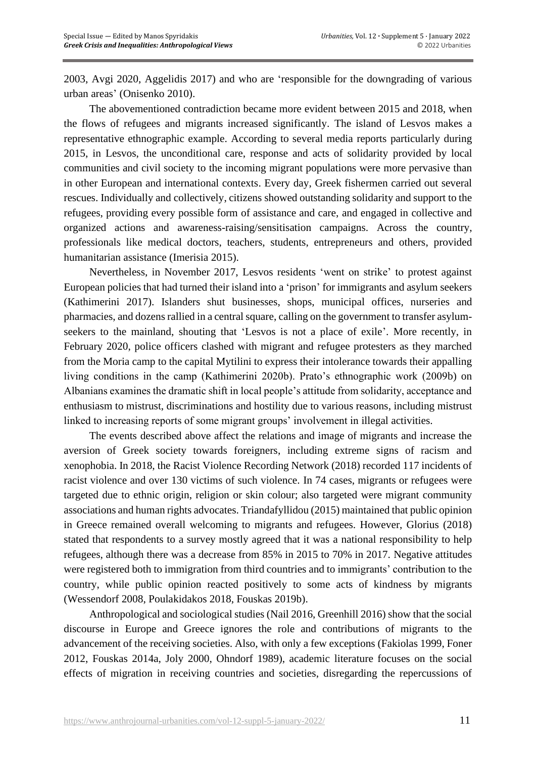2003, Avgi 2020, Aggelidis 2017) and who are 'responsible for the downgrading of various urban areas' (Onisenko 2010).

The abovementioned contradiction became more evident between 2015 and 2018, when the flows of refugees and migrants increased significantly. The island of Lesvos makes a representative ethnographic example. According to several media reports particularly during 2015, in Lesvos, the unconditional care, response and acts of solidarity provided by local communities and civil society to the incoming migrant populations were more pervasive than in other European and international contexts. Every day, Greek fishermen carried out several rescues. Individually and collectively, citizens showed outstanding solidarity and support to the refugees, providing every possible form of assistance and care, and engaged in collective and organized actions and awareness-raising/sensitisation campaigns. Across the country, professionals like medical doctors, teachers, students, entrepreneurs and others, provided humanitarian assistance (Imerisia 2015).

Nevertheless, in November 2017, Lesvos residents 'went on strike' to protest against European policies that had turned their island into a 'prison' for immigrants and asylum seekers (Kathimerini 2017). Islanders shut businesses, shops, municipal offices, nurseries and pharmacies, and dozens rallied in a central square, calling on the government to transfer asylum-seekers to the mainland, shouting that 'Lesvos is not a place of exile'. More recently, in February 2020, police officers clashed with migrant and refugee protesters as they marched from the Moria camp to the capital Mytilini to express their intolerance towards their appalling living conditions in the camp (Kathimerini 2020b). Prato's ethnographic work (2009b) on Albanians examines the dramatic shift in local people's attitude from solidarity, acceptance and enthusiasm to mistrust, discriminations and hostility due to various reasons, including mistrust linked to increasing reports of some migrant groups' involvement in illegal activities.

The events described above affect the relations and image of migrants and increase the aversion of Greek society towards foreigners, including extreme signs of racism and xenophobia. In 2018, the Racist Violence Recording Network (2018) recorded 117 incidents of racist violence and over 130 victims of such violence. In 74 cases, migrants or refugees were targeted due to ethnic origin, religion or skin colour; also targeted were migrant community associations and human rights advocates. Triandafyllidou (2015) maintained that public opinion in Greece remained overall welcoming to migrants and refugees. However, Glorius (2018) stated that respondents to a survey mostly agreed that it was a national responsibility to help refugees, although there was a decrease from 85% in 2015 to 70% in 2017. Negative attitudes were registered both to immigration from third countries and to immigrants' contribution to the country, while public opinion reacted positively to some acts of kindness by migrants (Wessendorf 2008, Poulakidakos 2018, Fouskas 2019b).

Anthropological and sociological studies (Nail 2016, Greenhill 2016) show that the social discourse in Europe and Greece ignores the role and contributions of migrants to the advancement of the receiving societies. Also, with only a few exceptions (Fakiolas 1999, Foner 2012, Fouskas 2014a, Joly 2000, Ohndorf 1989), academic literature focuses on the social effects of migration in receiving countries and societies, disregarding the repercussions of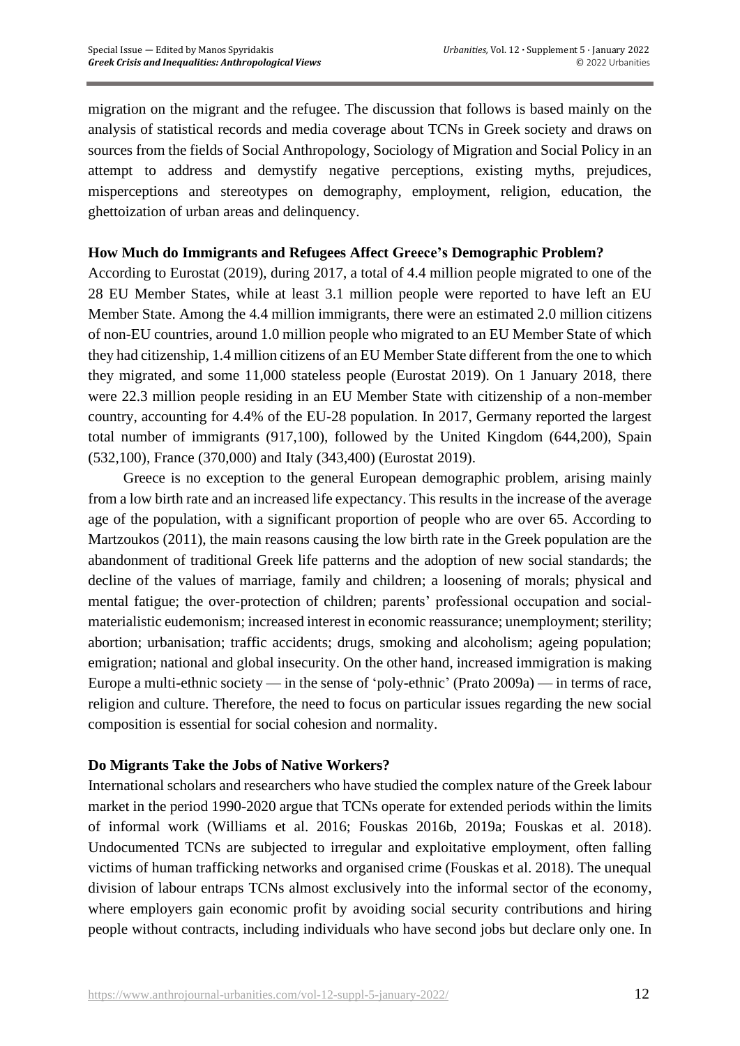migration on the migrant and the refugee. The discussion that follows is based mainly on the analysis of statistical records and media coverage about TCNs in Greek society and draws on sources from the fields of Social Anthropology, Sociology of Migration and Social Policy in an attempt to address and demystify negative perceptions, existing myths, prejudices, misperceptions and stereotypes on demography, employment, religion, education, the ghettoization of urban areas and delinquency.

**How Much do Immigrants and Refugees Affect Greece's Demographic Problem?**

According to Eurostat (2019), during 2017, a total of 4.4 million people migrated to one of the 28 EU Member States, while at least 3.1 million people were reported to have left an EU Member State. Among the 4.4 million immigrants, there were an estimated 2.0 million citizens of non-EU countries, around 1.0 million people who migrated to an EU Member State of which they had citizenship, 1.4 million citizens of an EU Member State different from the one to which they migrated, and some 11,000 stateless people (Eurostat 2019). On 1 January 2018, there were 22.3 million people residing in an EU Member State with citizenship of a non-member country, accounting for 4.4% of the EU-28 population. In 2017, Germany reported the largest total number of immigrants (917,100), followed by the United Kingdom (644,200), Spain (532,100), France (370,000) and Italy (343,400) (Eurostat 2019).

Greece is no exception to the general European demographic problem, arising mainly from a low birth rate and an increased life expectancy. This results in the increase of the average age of the population, with a significant proportion of people who are over 65. According to Martzoukos (2011), the main reasons causing the low birth rate in the Greek population are the abandonment of traditional Greek life patterns and the adoption of new social standards; the decline of the values of marriage, family and children; a loosening of morals; physical and mental fatigue; the over-protection of children; parents' professional occupation and social-materialistic eudemonism; increased interest in economic reassurance; unemployment; sterility; abortion; urbanisation; traffic accidents; drugs, smoking and alcoholism; ageing population; emigration; national and global insecurity. On the other hand, increased immigration is making Europe a multi-ethnic society — in the sense of 'poly-ethnic' (Prato 2009a) — in terms of race, religion and culture. Therefore, the need to focus on particular issues regarding the new social composition is essential for social cohesion and normality.

**Do Migrants Take the Jobs of Native Workers?**

International scholars and researchers who have studied the complex nature of the Greek labour market in the period 1990-2020 argue that TCNs operate for extended periods within the limits of informal work (Williams et al. 2016; Fouskas 2016b, 2019a; Fouskas et al. 2018). Undocumented TCNs are subjected to irregular and exploitative employment, often falling victims of human trafficking networks and organised crime (Fouskas et al. 2018). The unequal division of labour entraps TCNs almost exclusively into the informal sector of the economy, where employers gain economic profit by avoiding social security contributions and hiring people without contracts, including individuals who have second jobs but declare only one. In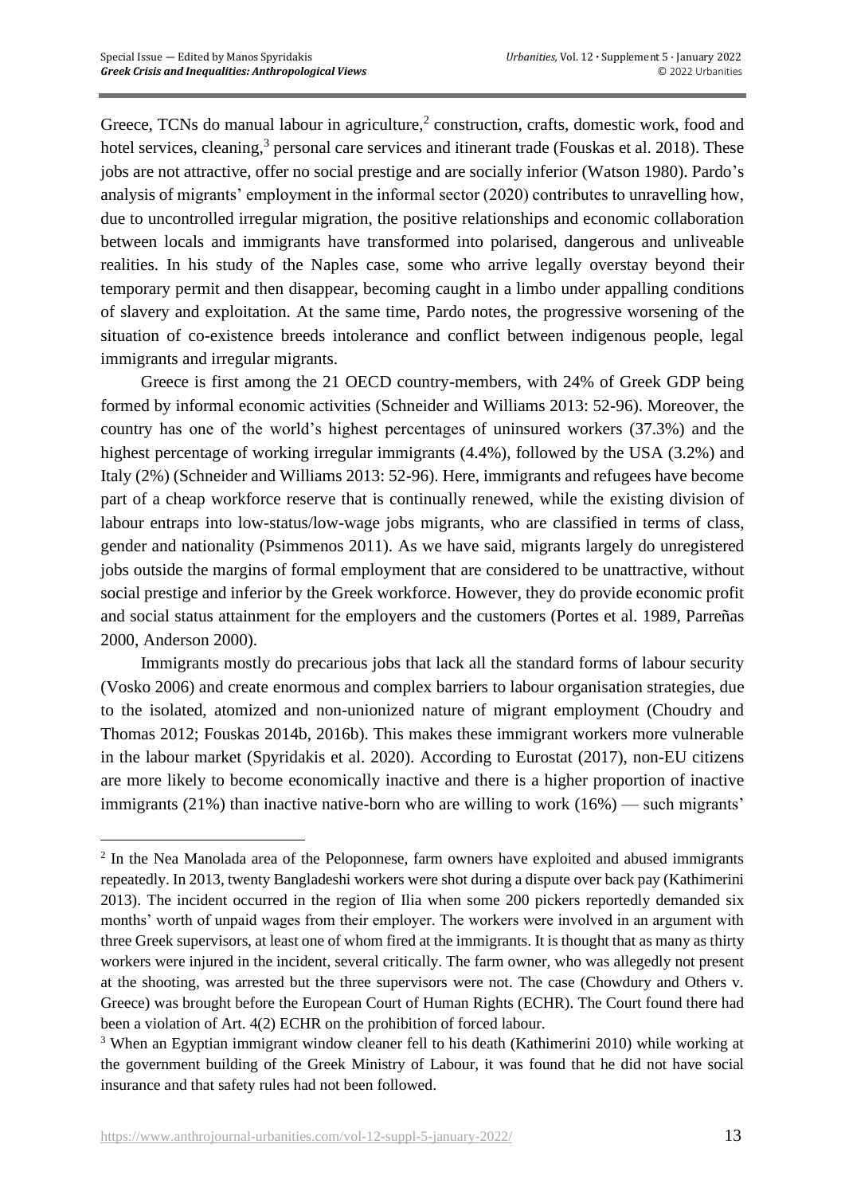Greece, TCNs do manual labour in agriculture,[2] construction, crafts, domestic work, food and hotel services, cleaning,[3] personal care services and itinerant trade (Fouskas et al. 2018). These jobs are not attractive, offer no social prestige and are socially inferior (Watson 1980). Pardo's analysis of migrants' employment in the informal sector (2020) contributes to unravelling how, due to uncontrolled irregular migration, the positive relationships and economic collaboration between locals and immigrants have transformed into polarised, dangerous and unliveable realities. In his study of the Naples case, some who arrive legally overstay beyond their temporary permit and then disappear, becoming caught in a limbo under appalling conditions of slavery and exploitation. At the same time, Pardo notes, the progressive worsening of the situation of co-existence breeds intolerance and conflict between indigenous people, legal immigrants and irregular migrants.

Greece is first among the 21 OECD country-members, with 24% of Greek GDP being formed by informal economic activities (Schneider and Williams 2013: 52-96). Moreover, the country has one of the world's highest percentages of uninsured workers (37.3%) and the highest percentage of working irregular immigrants (4.4%), followed by the USA (3.2%) and Italy (2%) (Schneider and Williams 2013: 52-96). Here, immigrants and refugees have become part of a cheap workforce reserve that is continually renewed, while the existing division of labour entraps into low-status/low-wage jobs migrants, who are classified in terms of class, gender and nationality (Psimmenos 2011). As we have said, migrants largely do unregistered jobs outside the margins of formal employment that are considered to be unattractive, without social prestige and inferior by the Greek workforce. However, they do provide economic profit and social status attainment for the employers and the customers (Portes et al. 1989, Parreñas 2000, Anderson 2000).

Immigrants mostly do precarious jobs that lack all the standard forms of labour security (Vosko 2006) and create enormous and complex barriers to labour organisation strategies, due to the isolated, atomized and non-unionized nature of migrant employment (Choudry and Thomas 2012; Fouskas 2014b, 2016b). This makes these immigrant workers more vulnerable in the labour market (Spyridakis et al. 2020). According to Eurostat (2017), non-EU citizens are more likely to become economically inactive and there is a higher proportion of inactive immigrants (21%) than inactive native-born who are willing to work (16%) — such migrants'

---

[2] In the Nea Manolada area of the Peloponnese, farm owners have exploited and abused immigrants repeatedly. In 2013, twenty Bangladeshi workers were shot during a dispute over back pay (Kathimerini 2013). The incident occurred in the region of Ilia when some 200 pickers reportedly demanded six months' worth of unpaid wages from their employer. The workers were involved in an argument with three Greek supervisors, at least one of whom fired at the immigrants. It is thought that as many as thirty workers were injured in the incident, several critically. The farm owner, who was allegedly not present at the shooting, was arrested but the three supervisors were not. The case (Chowdury and Others v. Greece) was brought before the European Court of Human Rights (ECHR). The Court found there had been a violation of Art. 4(2) ECHR on the prohibition of forced labour.

[3] When an Egyptian immigrant window cleaner fell to his death (Kathimerini 2010) while working at the government building of the Greek Ministry of Labour, it was found that he did not have social insurance and that safety rules had not been followed.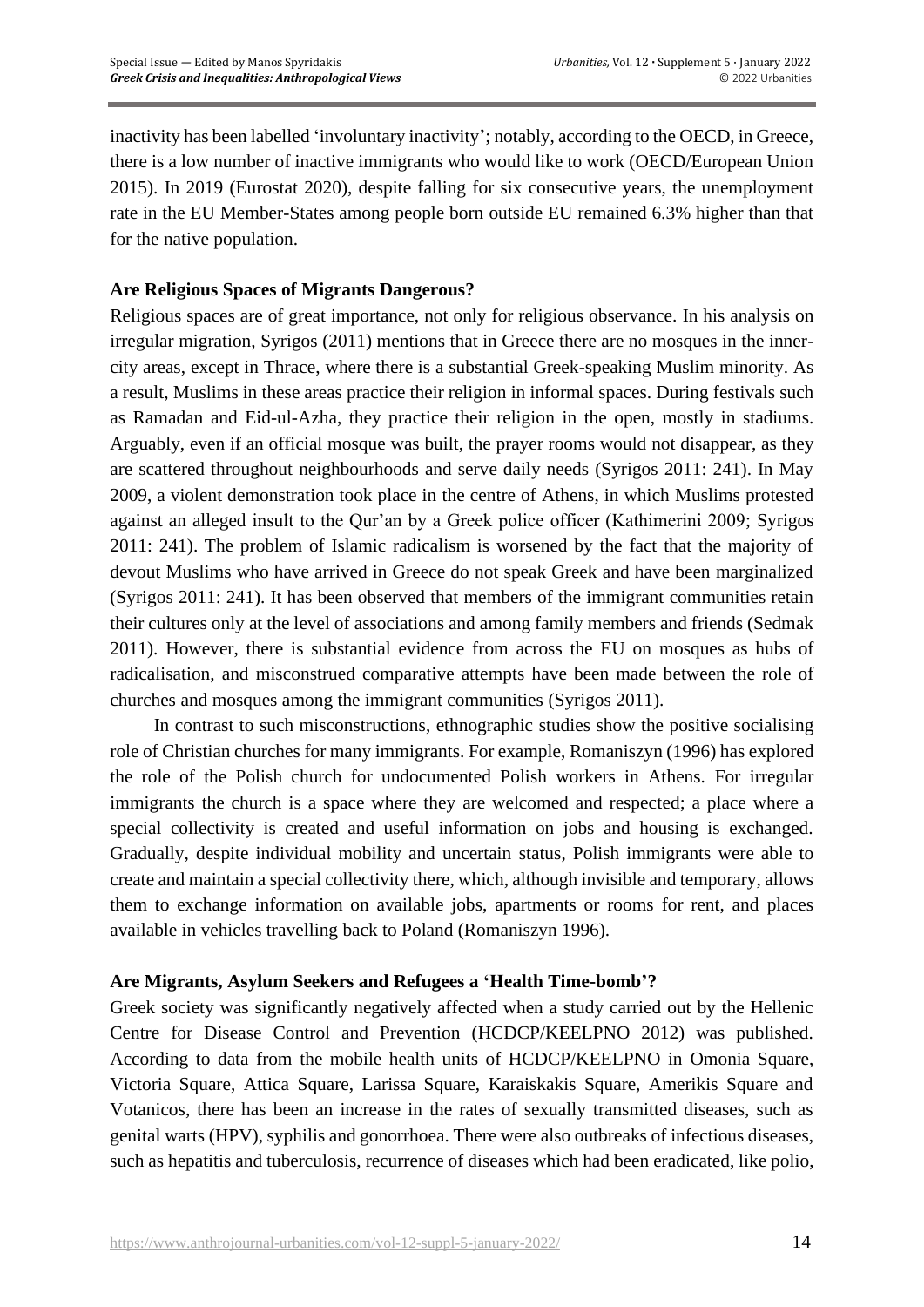inactivity has been labelled 'involuntary inactivity'; notably, according to the OECD, in Greece, there is a low number of inactive immigrants who would like to work (OECD/European Union 2015). In 2019 (Eurostat 2020), despite falling for six consecutive years, the unemployment rate in the EU Member-States among people born outside EU remained 6.3% higher than that for the native population.

**Are Religious Spaces of Migrants Dangerous?**

Religious spaces are of great importance, not only for religious observance. In his analysis on irregular migration, Syrigos (2011) mentions that in Greece there are no mosques in the inner-city areas, except in Thrace, where there is a substantial Greek-speaking Muslim minority. As a result, Muslims in these areas practice their religion in informal spaces. During festivals such as Ramadan and Eid-ul-Azha, they practice their religion in the open, mostly in stadiums. Arguably, even if an official mosque was built, the prayer rooms would not disappear, as they are scattered throughout neighbourhoods and serve daily needs (Syrigos 2011: 241). In May 2009, a violent demonstration took place in the centre of Athens, in which Muslims protested against an alleged insult to the Qur'an by a Greek police officer (Kathimerini 2009; Syrigos 2011: 241). The problem of Islamic radicalism is worsened by the fact that the majority of devout Muslims who have arrived in Greece do not speak Greek and have been marginalized (Syrigos 2011: 241). It has been observed that members of the immigrant communities retain their cultures only at the level of associations and among family members and friends (Sedmak 2011). However, there is substantial evidence from across the EU on mosques as hubs of radicalisation, and misconstrued comparative attempts have been made between the role of churches and mosques among the immigrant communities (Syrigos 2011).

In contrast to such misconstructions, ethnographic studies show the positive socialising role of Christian churches for many immigrants. For example, Romaniszyn (1996) has explored the role of the Polish church for undocumented Polish workers in Athens. For irregular immigrants the church is a space where they are welcomed and respected; a place where a special collectivity is created and useful information on jobs and housing is exchanged. Gradually, despite individual mobility and uncertain status, Polish immigrants were able to create and maintain a special collectivity there, which, although invisible and temporary, allows them to exchange information on available jobs, apartments or rooms for rent, and places available in vehicles travelling back to Poland (Romaniszyn 1996).

**Are Migrants, Asylum Seekers and Refugees a 'Health Time-bomb'?**

Greek society was significantly negatively affected when a study carried out by the Hellenic Centre for Disease Control and Prevention (HCDCP/KEELPNO 2012) was published. According to data from the mobile health units of HCDCP/KEELPNO in Omonia Square, Victoria Square, Attica Square, Larissa Square, Karaiskakis Square, Amerikis Square and Votanicos, there has been an increase in the rates of sexually transmitted diseases, such as genital warts (HPV), syphilis and gonorrhoea. There were also outbreaks of infectious diseases, such as hepatitis and tuberculosis, recurrence of diseases which had been eradicated, like polio,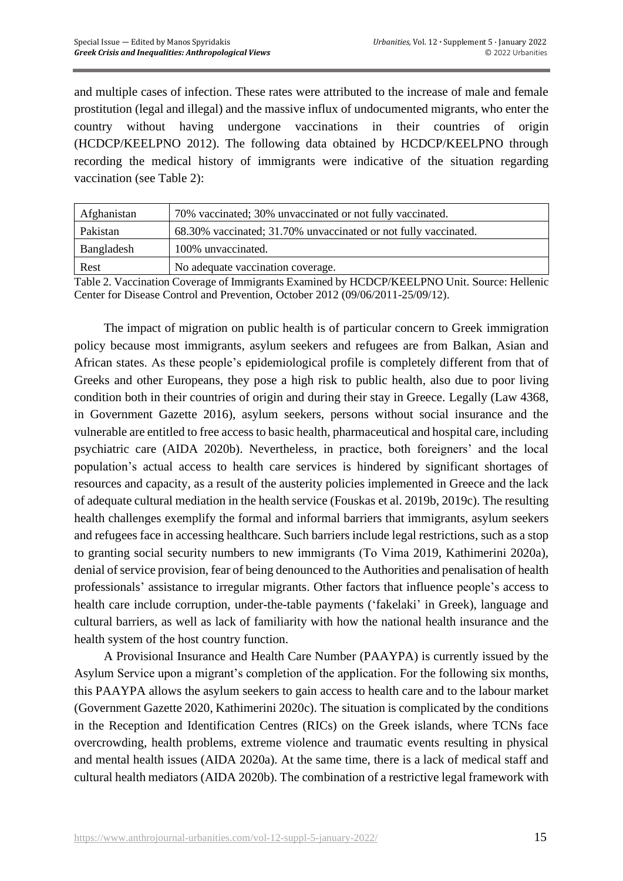and multiple cases of infection. These rates were attributed to the increase of male and female prostitution (legal and illegal) and the massive influx of undocumented migrants, who enter the country without having undergone vaccinations in their countries of origin (HCDCP/KEELPNO 2012). The following data obtained by HCDCP/KEELPNO through recording the medical history of immigrants were indicative of the situation regarding vaccination (see Table 2):

| | |
|---|---|
| Afghanistan | 70% vaccinated; 30% unvaccinated or not fully vaccinated. |
| Pakistan | 68.30% vaccinated; 31.70% unvaccinated or not fully vaccinated. |
| Bangladesh | 100% unvaccinated. |
| Rest | No adequate vaccination coverage. |

Table 2. Vaccination Coverage of Immigrants Examined by HCDCP/KEELPNO Unit. Source: Hellenic Center for Disease Control and Prevention, October 2012 (09/06/2011-25/09/12).

The impact of migration on public health is of particular concern to Greek immigration policy because most immigrants, asylum seekers and refugees are from Balkan, Asian and African states. As these people's epidemiological profile is completely different from that of Greeks and other Europeans, they pose a high risk to public health, also due to poor living condition both in their countries of origin and during their stay in Greece. Legally (Law 4368, in Government Gazette 2016), asylum seekers, persons without social insurance and the vulnerable are entitled to free access to basic health, pharmaceutical and hospital care, including psychiatric care (AIDA 2020b). Nevertheless, in practice, both foreigners' and the local population's actual access to health care services is hindered by significant shortages of resources and capacity, as a result of the austerity policies implemented in Greece and the lack of adequate cultural mediation in the health service (Fouskas et al. 2019b, 2019c). The resulting health challenges exemplify the formal and informal barriers that immigrants, asylum seekers and refugees face in accessing healthcare. Such barriers include legal restrictions, such as a stop to granting social security numbers to new immigrants (To Vima 2019, Kathimerini 2020a), denial of service provision, fear of being denounced to the Authorities and penalisation of health professionals' assistance to irregular migrants. Other factors that influence people's access to health care include corruption, under-the-table payments ('fakelaki' in Greek), language and cultural barriers, as well as lack of familiarity with how the national health insurance and the health system of the host country function.

A Provisional Insurance and Health Care Number (PAAYPA) is currently issued by the Asylum Service upon a migrant's completion of the application. For the following six months, this PAAYPA allows the asylum seekers to gain access to health care and to the labour market (Government Gazette 2020, Kathimerini 2020c). The situation is complicated by the conditions in the Reception and Identification Centres (RICs) on the Greek islands, where TCNs face overcrowding, health problems, extreme violence and traumatic events resulting in physical and mental health issues (AIDA 2020a). At the same time, there is a lack of medical staff and cultural health mediators (AIDA 2020b). The combination of a restrictive legal framework with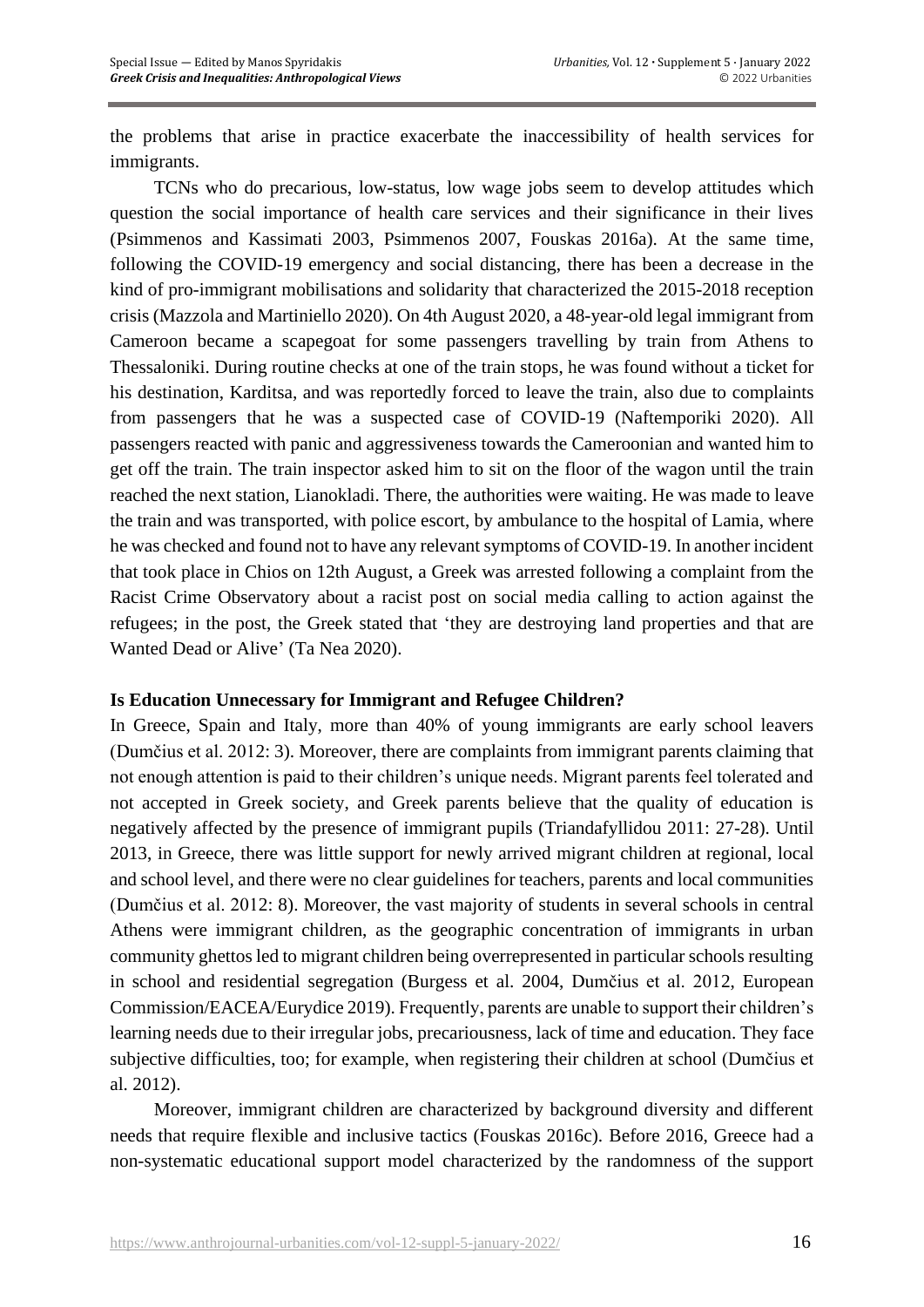the problems that arise in practice exacerbate the inaccessibility of health services for immigrants.

TCNs who do precarious, low-status, low wage jobs seem to develop attitudes which question the social importance of health care services and their significance in their lives (Psimmenos and Kassimati 2003, Psimmenos 2007, Fouskas 2016a). At the same time, following the COVID-19 emergency and social distancing, there has been a decrease in the kind of pro-immigrant mobilisations and solidarity that characterized the 2015-2018 reception crisis (Mazzola and Martiniello 2020). On 4th August 2020, a 48-year-old legal immigrant from Cameroon became a scapegoat for some passengers travelling by train from Athens to Thessaloniki. During routine checks at one of the train stops, he was found without a ticket for his destination, Karditsa, and was reportedly forced to leave the train, also due to complaints from passengers that he was a suspected case of COVID-19 (Naftemporiki 2020). All passengers reacted with panic and aggressiveness towards the Cameroonian and wanted him to get off the train. The train inspector asked him to sit on the floor of the wagon until the train reached the next station, Lianokladi. There, the authorities were waiting. He was made to leave the train and was transported, with police escort, by ambulance to the hospital of Lamia, where he was checked and found not to have any relevant symptoms of COVID-19. In another incident that took place in Chios on 12th August, a Greek was arrested following a complaint from the Racist Crime Observatory about a racist post on social media calling to action against the refugees; in the post, the Greek stated that 'they are destroying land properties and that are Wanted Dead or Alive' (Ta Nea 2020).

## Is Education Unnecessary for Immigrant and Refugee Children?

In Greece, Spain and Italy, more than 40% of young immigrants are early school leavers (Dumčius et al. 2012: 3). Moreover, there are complaints from immigrant parents claiming that not enough attention is paid to their children's unique needs. Migrant parents feel tolerated and not accepted in Greek society, and Greek parents believe that the quality of education is negatively affected by the presence of immigrant pupils (Triandafyllidou 2011: 27-28). Until 2013, in Greece, there was little support for newly arrived migrant children at regional, local and school level, and there were no clear guidelines for teachers, parents and local communities (Dumčius et al. 2012: 8). Moreover, the vast majority of students in several schools in central Athens were immigrant children, as the geographic concentration of immigrants in urban community ghettos led to migrant children being overrepresented in particular schools resulting in school and residential segregation (Burgess et al. 2004, Dumčius et al. 2012, European Commission/EACEA/Eurydice 2019). Frequently, parents are unable to support their children's learning needs due to their irregular jobs, precariousness, lack of time and education. They face subjective difficulties, too; for example, when registering their children at school (Dumčius et al. 2012).

Moreover, immigrant children are characterized by background diversity and different needs that require flexible and inclusive tactics (Fouskas 2016c). Before 2016, Greece had a non-systematic educational support model characterized by the randomness of the support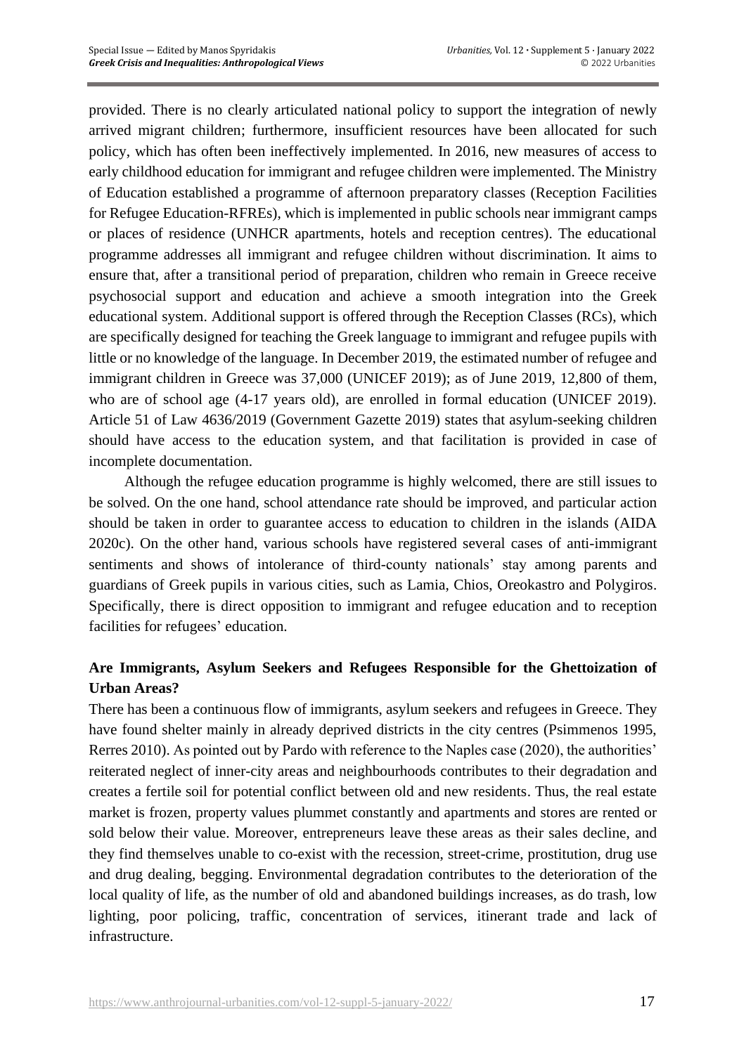provided. There is no clearly articulated national policy to support the integration of newly arrived migrant children; furthermore, insufficient resources have been allocated for such policy, which has often been ineffectively implemented. In 2016, new measures of access to early childhood education for immigrant and refugee children were implemented. The Ministry of Education established a programme of afternoon preparatory classes (Reception Facilities for Refugee Education-RFREs), which is implemented in public schools near immigrant camps or places of residence (UNHCR apartments, hotels and reception centres). The educational programme addresses all immigrant and refugee children without discrimination. It aims to ensure that, after a transitional period of preparation, children who remain in Greece receive psychosocial support and education and achieve a smooth integration into the Greek educational system. Additional support is offered through the Reception Classes (RCs), which are specifically designed for teaching the Greek language to immigrant and refugee pupils with little or no knowledge of the language. In December 2019, the estimated number of refugee and immigrant children in Greece was 37,000 (UNICEF 2019); as of June 2019, 12,800 of them, who are of school age (4-17 years old), are enrolled in formal education (UNICEF 2019). Article 51 of Law 4636/2019 (Government Gazette 2019) states that asylum-seeking children should have access to the education system, and that facilitation is provided in case of incomplete documentation.

Although the refugee education programme is highly welcomed, there are still issues to be solved. On the one hand, school attendance rate should be improved, and particular action should be taken in order to guarantee access to education to children in the islands (AIDA 2020c). On the other hand, various schools have registered several cases of anti-immigrant sentiments and shows of intolerance of third-county nationals' stay among parents and guardians of Greek pupils in various cities, such as Lamia, Chios, Oreokastro and Polygiros. Specifically, there is direct opposition to immigrant and refugee education and to reception facilities for refugees' education.

## Are Immigrants, Asylum Seekers and Refugees Responsible for the Ghettoization of Urban Areas?

There has been a continuous flow of immigrants, asylum seekers and refugees in Greece. They have found shelter mainly in already deprived districts in the city centres (Psimmenos 1995, Rerres 2010). As pointed out by Pardo with reference to the Naples case (2020), the authorities' reiterated neglect of inner-city areas and neighbourhoods contributes to their degradation and creates a fertile soil for potential conflict between old and new residents. Thus, the real estate market is frozen, property values plummet constantly and apartments and stores are rented or sold below their value. Moreover, entrepreneurs leave these areas as their sales decline, and they find themselves unable to co-exist with the recession, street-crime, prostitution, drug use and drug dealing, begging. Environmental degradation contributes to the deterioration of the local quality of life, as the number of old and abandoned buildings increases, as do trash, low lighting, poor policing, traffic, concentration of services, itinerant trade and lack of infrastructure.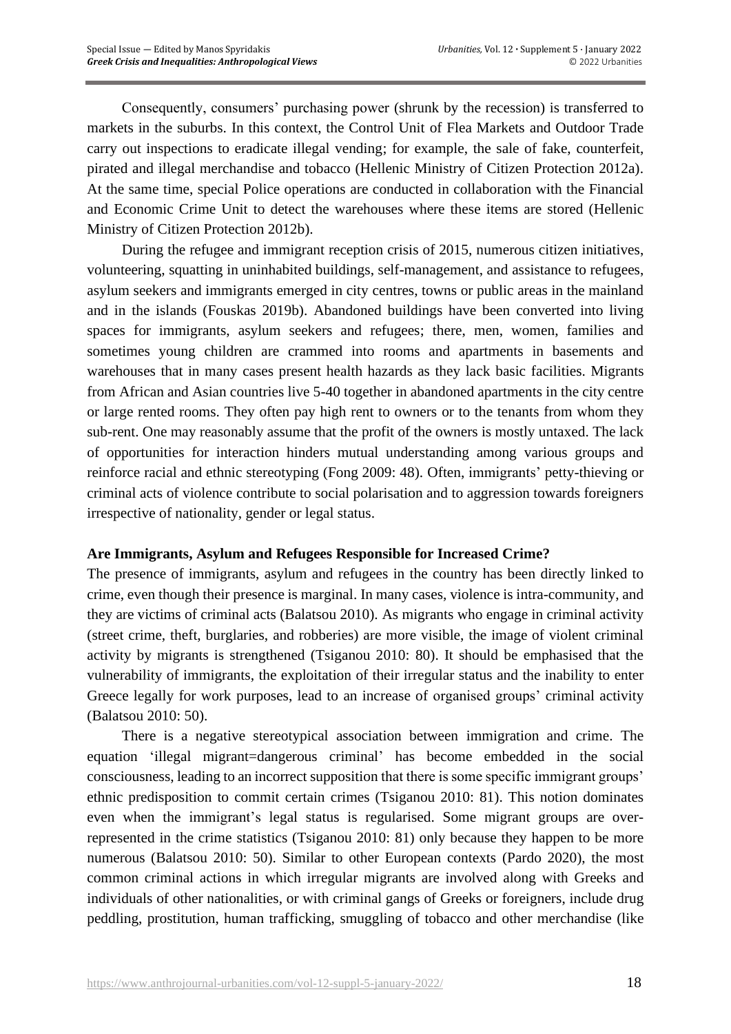Consequently, consumers' purchasing power (shrunk by the recession) is transferred to markets in the suburbs. In this context, the Control Unit of Flea Markets and Outdoor Trade carry out inspections to eradicate illegal vending; for example, the sale of fake, counterfeit, pirated and illegal merchandise and tobacco (Hellenic Ministry of Citizen Protection 2012a). At the same time, special Police operations are conducted in collaboration with the Financial and Economic Crime Unit to detect the warehouses where these items are stored (Hellenic Ministry of Citizen Protection 2012b).

During the refugee and immigrant reception crisis of 2015, numerous citizen initiatives, volunteering, squatting in uninhabited buildings, self-management, and assistance to refugees, asylum seekers and immigrants emerged in city centres, towns or public areas in the mainland and in the islands (Fouskas 2019b). Abandoned buildings have been converted into living spaces for immigrants, asylum seekers and refugees; there, men, women, families and sometimes young children are crammed into rooms and apartments in basements and warehouses that in many cases present health hazards as they lack basic facilities. Migrants from African and Asian countries live 5-40 together in abandoned apartments in the city centre or large rented rooms. They often pay high rent to owners or to the tenants from whom they sub-rent. One may reasonably assume that the profit of the owners is mostly untaxed. The lack of opportunities for interaction hinders mutual understanding among various groups and reinforce racial and ethnic stereotyping (Fong 2009: 48). Often, immigrants' petty-thieving or criminal acts of violence contribute to social polarisation and to aggression towards foreigners irrespective of nationality, gender or legal status.

**Are Immigrants, Asylum and Refugees Responsible for Increased Crime?**

The presence of immigrants, asylum and refugees in the country has been directly linked to crime, even though their presence is marginal. In many cases, violence is intra-community, and they are victims of criminal acts (Balatsou 2010). As migrants who engage in criminal activity (street crime, theft, burglaries, and robberies) are more visible, the image of violent criminal activity by migrants is strengthened (Tsiganou 2010: 80). It should be emphasised that the vulnerability of immigrants, the exploitation of their irregular status and the inability to enter Greece legally for work purposes, lead to an increase of organised groups' criminal activity (Balatsou 2010: 50).

There is a negative stereotypical association between immigration and crime. The equation 'illegal migrant=dangerous criminal' has become embedded in the social consciousness, leading to an incorrect supposition that there is some specific immigrant groups' ethnic predisposition to commit certain crimes (Tsiganou 2010: 81). This notion dominates even when the immigrant's legal status is regularised. Some migrant groups are over-represented in the crime statistics (Tsiganou 2010: 81) only because they happen to be more numerous (Balatsou 2010: 50). Similar to other European contexts (Pardo 2020), the most common criminal actions in which irregular migrants are involved along with Greeks and individuals of other nationalities, or with criminal gangs of Greeks or foreigners, include drug peddling, prostitution, human trafficking, smuggling of tobacco and other merchandise (like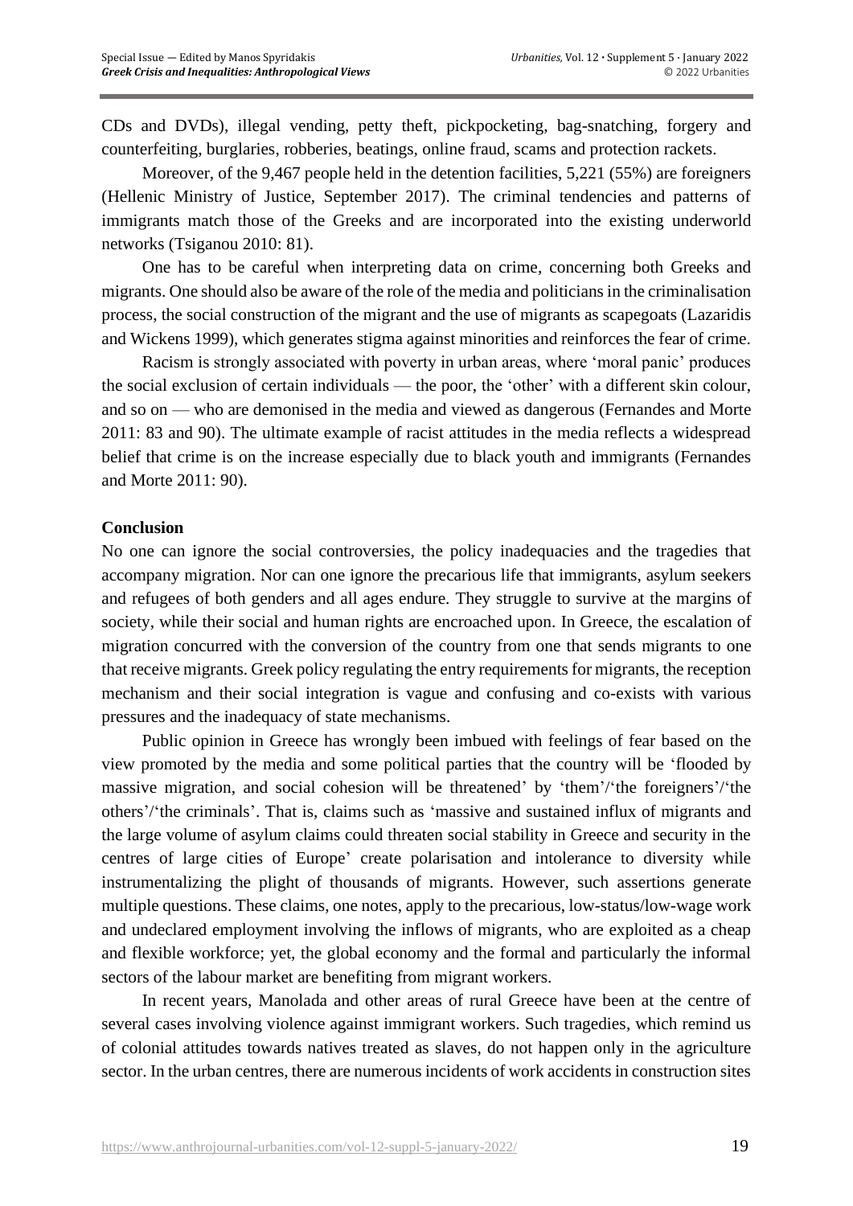CDs and DVDs), illegal vending, petty theft, pickpocketing, bag-snatching, forgery and counterfeiting, burglaries, robberies, beatings, online fraud, scams and protection rackets.

Moreover, of the 9,467 people held in the detention facilities, 5,221 (55%) are foreigners (Hellenic Ministry of Justice, September 2017). The criminal tendencies and patterns of immigrants match those of the Greeks and are incorporated into the existing underworld networks (Tsiganou 2010: 81).

One has to be careful when interpreting data on crime, concerning both Greeks and migrants. One should also be aware of the role of the media and politicians in the criminalisation process, the social construction of the migrant and the use of migrants as scapegoats (Lazaridis and Wickens 1999), which generates stigma against minorities and reinforces the fear of crime.

Racism is strongly associated with poverty in urban areas, where 'moral panic' produces the social exclusion of certain individuals — the poor, the 'other' with a different skin colour, and so on — who are demonised in the media and viewed as dangerous (Fernandes and Morte 2011: 83 and 90). The ultimate example of racist attitudes in the media reflects a widespread belief that crime is on the increase especially due to black youth and immigrants (Fernandes and Morte 2011: 90).

**Conclusion**

No one can ignore the social controversies, the policy inadequacies and the tragedies that accompany migration. Nor can one ignore the precarious life that immigrants, asylum seekers and refugees of both genders and all ages endure. They struggle to survive at the margins of society, while their social and human rights are encroached upon. In Greece, the escalation of migration concurred with the conversion of the country from one that sends migrants to one that receive migrants. Greek policy regulating the entry requirements for migrants, the reception mechanism and their social integration is vague and confusing and co-exists with various pressures and the inadequacy of state mechanisms.

Public opinion in Greece has wrongly been imbued with feelings of fear based on the view promoted by the media and some political parties that the country will be 'flooded by massive migration, and social cohesion will be threatened' by 'them'/'the foreigners'/'the others'/'the criminals'. That is, claims such as 'massive and sustained influx of migrants and the large volume of asylum claims could threaten social stability in Greece and security in the centres of large cities of Europe' create polarisation and intolerance to diversity while instrumentalizing the plight of thousands of migrants. However, such assertions generate multiple questions. These claims, one notes, apply to the precarious, low-status/low-wage work and undeclared employment involving the inflows of migrants, who are exploited as a cheap and flexible workforce; yet, the global economy and the formal and particularly the informal sectors of the labour market are benefiting from migrant workers.

In recent years, Manolada and other areas of rural Greece have been at the centre of several cases involving violence against immigrant workers. Such tragedies, which remind us of colonial attitudes towards natives treated as slaves, do not happen only in the agriculture sector. In the urban centres, there are numerous incidents of work accidents in construction sites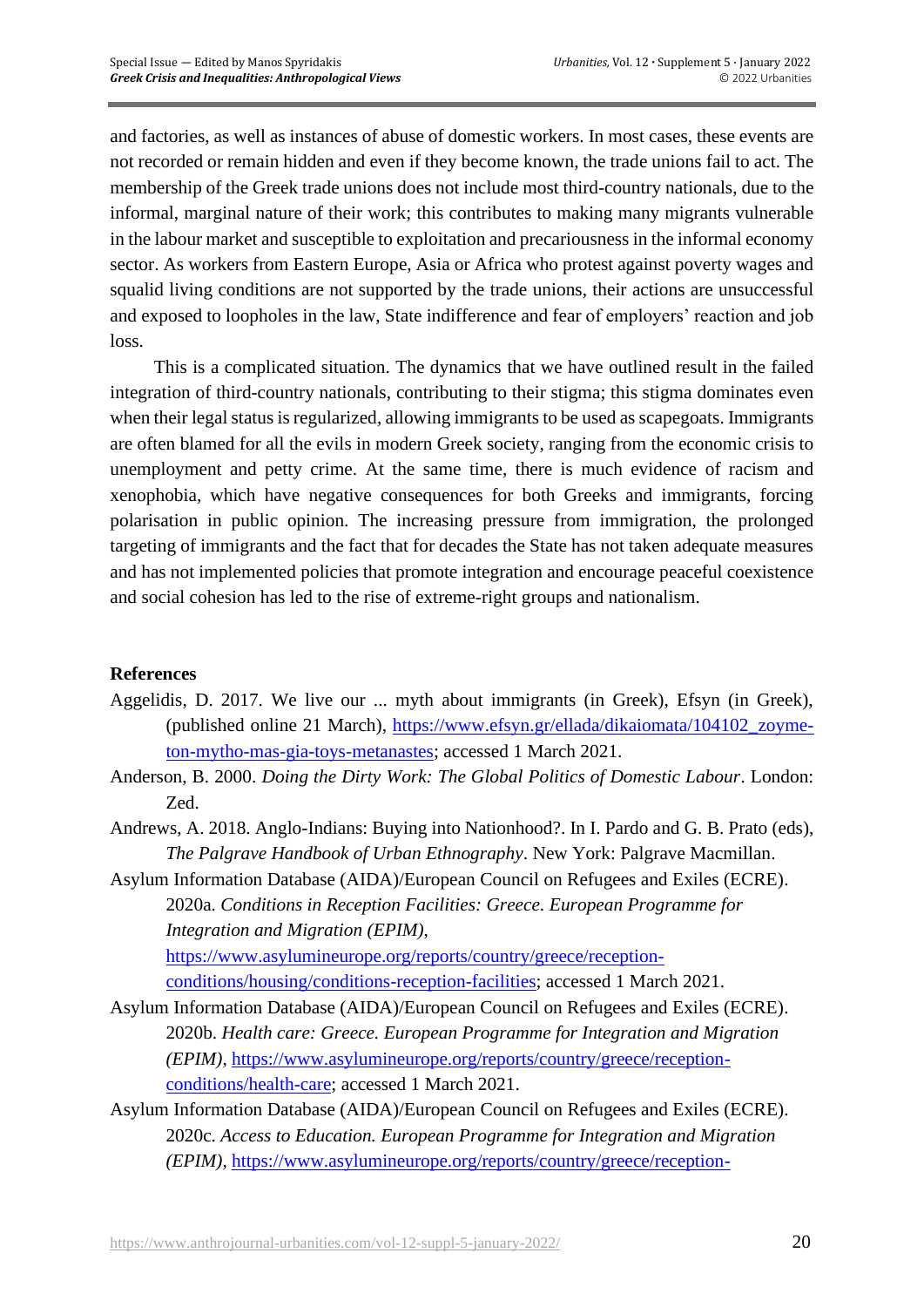and factories, as well as instances of abuse of domestic workers. In most cases, these events are not recorded or remain hidden and even if they become known, the trade unions fail to act. The membership of the Greek trade unions does not include most third-country nationals, due to the informal, marginal nature of their work; this contributes to making many migrants vulnerable in the labour market and susceptible to exploitation and precariousness in the informal economy sector. As workers from Eastern Europe, Asia or Africa who protest against poverty wages and squalid living conditions are not supported by the trade unions, their actions are unsuccessful and exposed to loopholes in the law, State indifference and fear of employers' reaction and job loss.

This is a complicated situation. The dynamics that we have outlined result in the failed integration of third-country nationals, contributing to their stigma; this stigma dominates even when their legal status is regularized, allowing immigrants to be used as scapegoats. Immigrants are often blamed for all the evils in modern Greek society, ranging from the economic crisis to unemployment and petty crime. At the same time, there is much evidence of racism and xenophobia, which have negative consequences for both Greeks and immigrants, forcing polarisation in public opinion. The increasing pressure from immigration, the prolonged targeting of immigrants and the fact that for decades the State has not taken adequate measures and has not implemented policies that promote integration and encourage peaceful coexistence and social cohesion has led to the rise of extreme-right groups and nationalism.

**References**

Aggelidis, D. 2017. We live our ... myth about immigrants (in Greek), Efsyn (in Greek), (published online 21 March), https://www.efsyn.gr/ellada/dikaiomata/104102_zoyme-ton-mytho-mas-gia-toys-metanastes; accessed 1 March 2021.

Anderson, B. 2000. *Doing the Dirty Work: The Global Politics of Domestic Labour*. London: Zed.

Andrews, A. 2018. Anglo-Indians: Buying into Nationhood?. In I. Pardo and G. B. Prato (eds), *The Palgrave Handbook of Urban Ethnography*. New York: Palgrave Macmillan.

Asylum Information Database (AIDA)/European Council on Refugees and Exiles (ECRE). 2020a. *Conditions in Reception Facilities: Greece. European Programme for Integration and Migration (EPIM)*, https://www.asylumineurope.org/reports/country/greece/reception-conditions/housing/conditions-reception-facilities; accessed 1 March 2021.

Asylum Information Database (AIDA)/European Council on Refugees and Exiles (ECRE). 2020b. *Health care: Greece. European Programme for Integration and Migration (EPIM)*, https://www.asylumineurope.org/reports/country/greece/reception-conditions/health-care; accessed 1 March 2021.

Asylum Information Database (AIDA)/European Council on Refugees and Exiles (ECRE). 2020c. *Access to Education. European Programme for Integration and Migration (EPIM)*, https://www.asylumineurope.org/reports/country/greece/reception-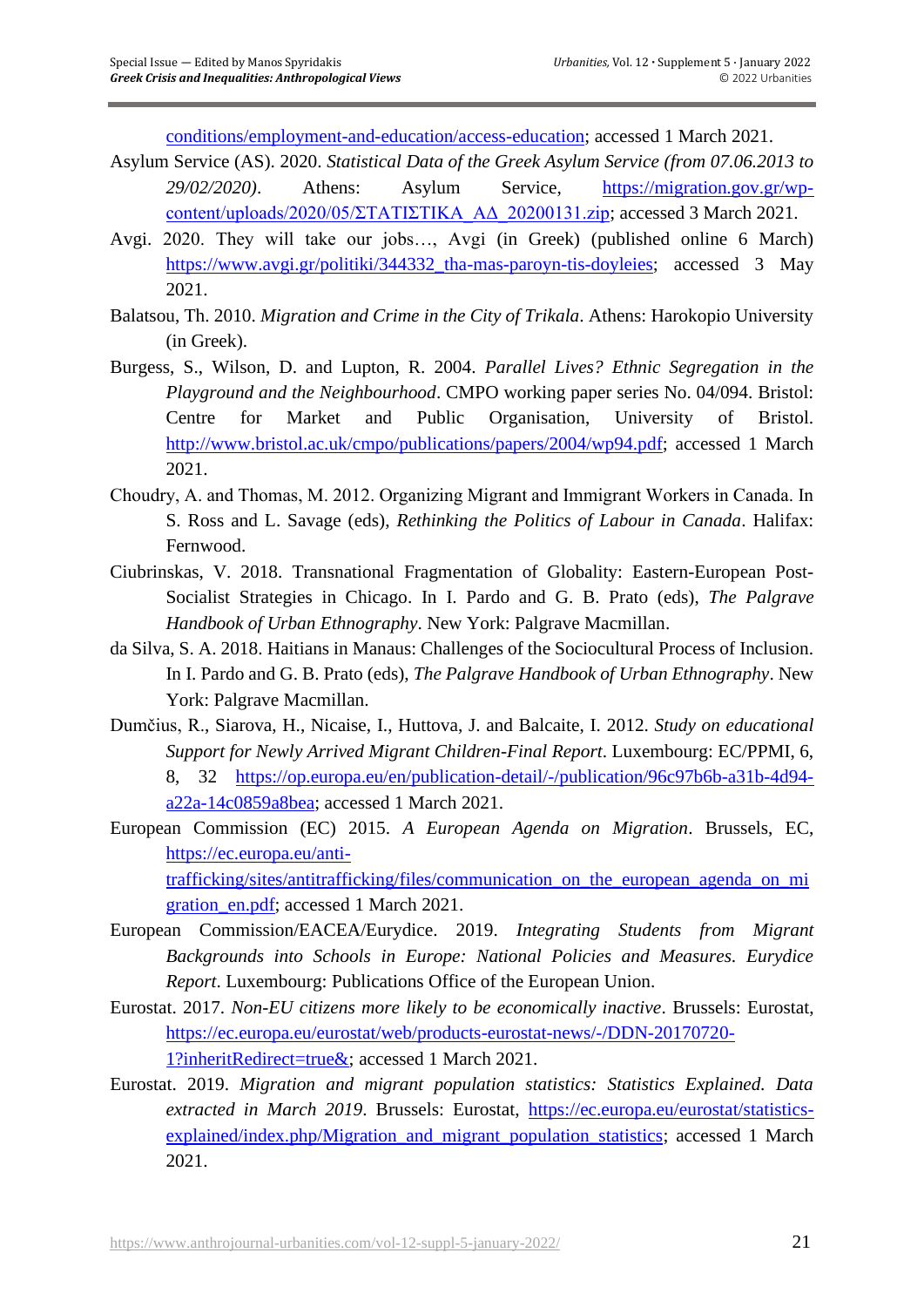conditions/employment-and-education/access-education; accessed 1 March 2021.

Asylum Service (AS). 2020. *Statistical Data of the Greek Asylum Service (from 07.06.2013 to 29/02/2020)*. Athens: Asylum Service, https://migration.gov.gr/wp-content/uploads/2020/05/ΣΤΑΤΙΣΤΙΚΑ_ΑΔ_20200131.zip; accessed 3 March 2021.

Avgi. 2020. They will take our jobs…, Avgi (in Greek) (published online 6 March) https://www.avgi.gr/politiki/344332_tha-mas-paroyn-tis-doyleies; accessed 3 May 2021.

Balatsou, Th. 2010. *Migration and Crime in the City of Trikala*. Athens: Harokopio University (in Greek).

Burgess, S., Wilson, D. and Lupton, R. 2004. *Parallel Lives? Ethnic Segregation in the Playground and the Neighbourhood*. CMPO working paper series No. 04/094. Bristol: Centre for Market and Public Organisation, University of Bristol. http://www.bristol.ac.uk/cmpo/publications/papers/2004/wp94.pdf; accessed 1 March 2021.

Choudry, A. and Thomas, M. 2012. Organizing Migrant and Immigrant Workers in Canada. In S. Ross and L. Savage (eds), *Rethinking the Politics of Labour in Canada*. Halifax: Fernwood.

Ciubrinskas, V. 2018. Transnational Fragmentation of Globality: Eastern-European Post-Socialist Strategies in Chicago. In I. Pardo and G. B. Prato (eds), *The Palgrave Handbook of Urban Ethnography*. New York: Palgrave Macmillan.

da Silva, S. A. 2018. Haitians in Manaus: Challenges of the Sociocultural Process of Inclusion. In I. Pardo and G. B. Prato (eds), *The Palgrave Handbook of Urban Ethnography*. New York: Palgrave Macmillan.

Dumčius, R., Siarova, H., Nicaise, I., Huttova, J. and Balcaite, I. 2012. *Study on educational Support for Newly Arrived Migrant Children-Final Report*. Luxembourg: EC/PPMI, 6, 8, 32 https://op.europa.eu/en/publication-detail/-/publication/96c97b6b-a31b-4d94-a22a-14c0859a8bea; accessed 1 March 2021.

European Commission (EC) 2015. *A European Agenda on Migration*. Brussels, EC, https://ec.europa.eu/anti-trafficking/sites/antitrafficking/files/communication_on_the_european_agenda_on_migration_en.pdf; accessed 1 March 2021.

European Commission/EACEA/Eurydice. 2019. *Integrating Students from Migrant Backgrounds into Schools in Europe: National Policies and Measures. Eurydice Report*. Luxembourg: Publications Office of the European Union.

Eurostat. 2017. *Non-EU citizens more likely to be economically inactive*. Brussels: Eurostat, https://ec.europa.eu/eurostat/web/products-eurostat-news/-/DDN-20170720-1?inheritRedirect=true&; accessed 1 March 2021.

Eurostat. 2019. *Migration and migrant population statistics: Statistics Explained. Data extracted in March 2019*. Brussels: Eurostat, https://ec.europa.eu/eurostat/statistics-explained/index.php/Migration_and_migrant_population_statistics; accessed 1 March 2021.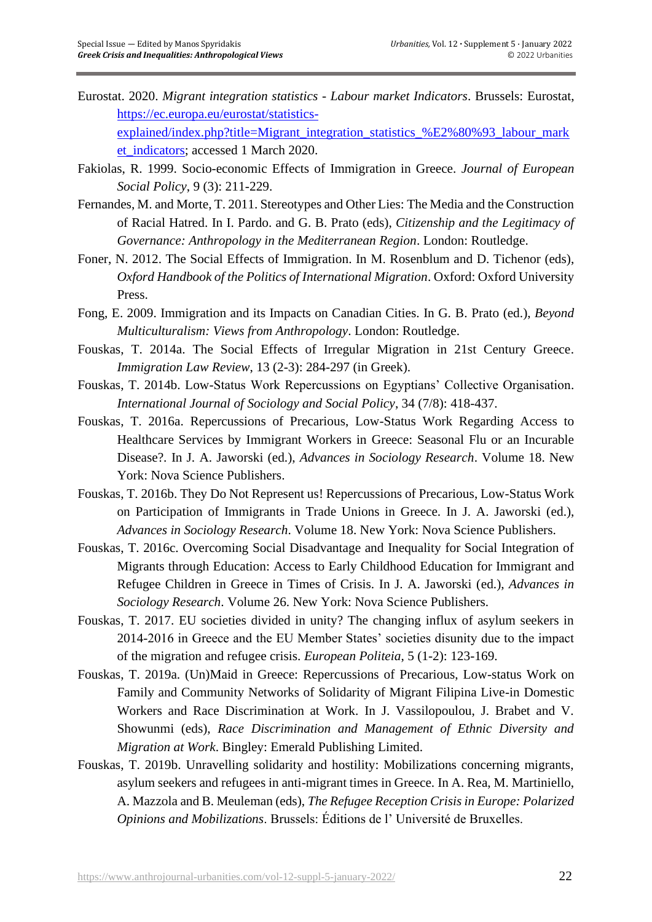Eurostat. 2020. *Migrant integration statistics - Labour market Indicators*. Brussels: Eurostat, [https://ec.europa.eu/eurostat/statistics-explained/index.php?title=Migrant_integration_statistics_%E2%80%93_labour_market_indicators](https://ec.europa.eu/eurostat/statistics-explained/index.php?title=Migrant_integration_statistics_%E2%80%93_labour_market_indicators); accessed 1 March 2020.

Fakiolas, R. 1999. Socio-economic Effects of Immigration in Greece. *Journal of European Social Policy*, 9 (3): 211-229.

Fernandes, M. and Morte, T. 2011. Stereotypes and Other Lies: The Media and the Construction of Racial Hatred. In I. Pardo. and G. B. Prato (eds), *Citizenship and the Legitimacy of Governance: Anthropology in the Mediterranean Region*. London: Routledge.

Foner, N. 2012. The Social Effects of Immigration. In M. Rosenblum and D. Tichenor (eds), *Oxford Handbook of the Politics of International Migration*. Oxford: Oxford University Press.

Fong, E. 2009. Immigration and its Impacts on Canadian Cities. In G. B. Prato (ed.), *Beyond Multiculturalism: Views from Anthropology*. London: Routledge.

Fouskas, T. 2014a. The Social Effects of Irregular Migration in 21st Century Greece. *Immigration Law Review*, 13 (2-3): 284-297 (in Greek).

Fouskas, T. 2014b. Low-Status Work Repercussions on Egyptians' Collective Organisation. *International Journal of Sociology and Social Policy*, 34 (7/8): 418-437.

Fouskas, T. 2016a. Repercussions of Precarious, Low-Status Work Regarding Access to Healthcare Services by Immigrant Workers in Greece: Seasonal Flu or an Incurable Disease?. In J. A. Jaworski (ed.), *Advances in Sociology Research*. Volume 18. New York: Nova Science Publishers.

Fouskas, T. 2016b. They Do Not Represent us! Repercussions of Precarious, Low-Status Work on Participation of Immigrants in Trade Unions in Greece. In J. A. Jaworski (ed.), *Advances in Sociology Research*. Volume 18. New York: Nova Science Publishers.

Fouskas, T. 2016c. Overcoming Social Disadvantage and Inequality for Social Integration of Migrants through Education: Access to Early Childhood Education for Immigrant and Refugee Children in Greece in Times of Crisis. In J. A. Jaworski (ed.), *Advances in Sociology Research*. Volume 26. New York: Nova Science Publishers.

Fouskas, T. 2017. EU societies divided in unity? The changing influx of asylum seekers in 2014-2016 in Greece and the EU Member States' societies disunity due to the impact of the migration and refugee crisis. *European Politeia*, 5 (1-2): 123-169.

Fouskas, T. 2019a. (Un)Maid in Greece: Repercussions of Precarious, Low-status Work on Family and Community Networks of Solidarity of Migrant Filipina Live-in Domestic Workers and Race Discrimination at Work. In J. Vassilopoulou, J. Brabet and V. Showunmi (eds), *Race Discrimination and Management of Ethnic Diversity and Migration at Work*. Bingley: Emerald Publishing Limited.

Fouskas, T. 2019b. Unravelling solidarity and hostility: Mobilizations concerning migrants, asylum seekers and refugees in anti-migrant times in Greece. In A. Rea, M. Martiniello, A. Mazzola and B. Meuleman (eds), *The Refugee Reception Crisis in Europe: Polarized Opinions and Mobilizations*. Brussels: Éditions de l' Université de Bruxelles.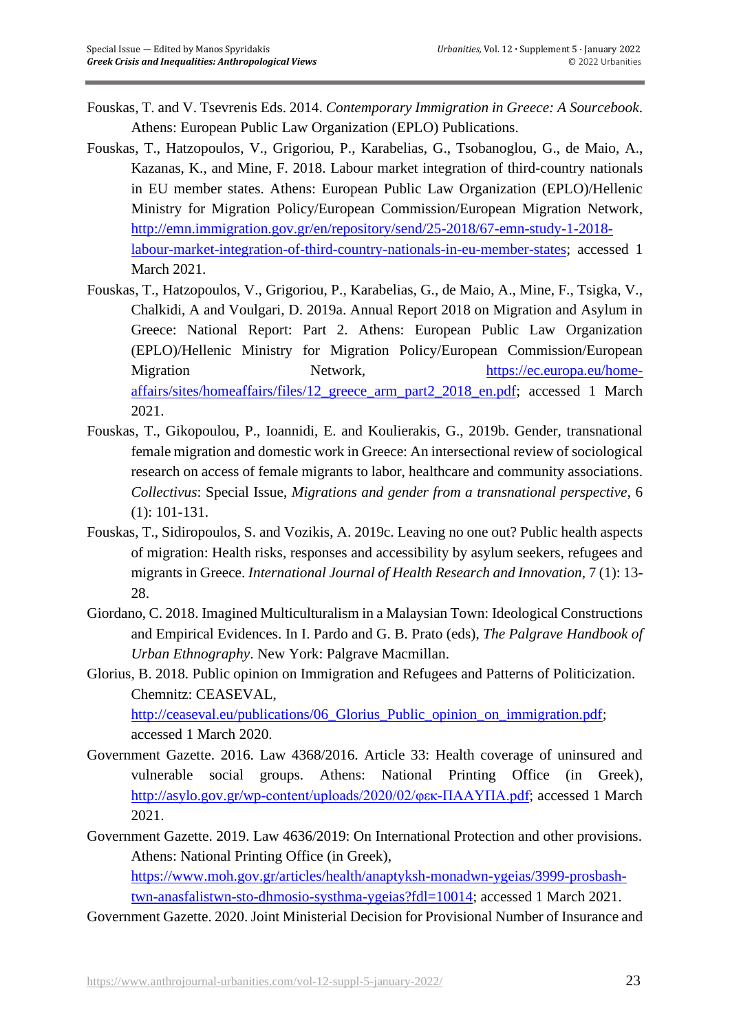Fouskas, T. and V. Tsevrenis Eds. 2014. *Contemporary Immigration in Greece: A Sourcebook*. Athens: European Public Law Organization (EPLO) Publications.

Fouskas, T., Hatzopoulos, V., Grigoriou, P., Karabelias, G., Tsobanoglou, G., de Maio, A., Kazanas, K., and Mine, F. 2018. Labour market integration of third-country nationals in EU member states. Athens: European Public Law Organization (EPLO)/Hellenic Ministry for Migration Policy/European Commission/European Migration Network, http://emn.immigration.gov.gr/en/repository/send/25-2018/67-emn-study-1-2018-labour-market-integration-of-third-country-nationals-in-eu-member-states; accessed 1 March 2021.

Fouskas, T., Hatzopoulos, V., Grigoriou, P., Karabelias, G., de Maio, A., Mine, F., Tsigka, V., Chalkidi, A and Voulgari, D. 2019a. Annual Report 2018 on Migration and Asylum in Greece: National Report: Part 2. Athens: European Public Law Organization (EPLO)/Hellenic Ministry for Migration Policy/European Commission/European Migration Network, https://ec.europa.eu/home-affairs/sites/homeaffairs/files/12_greece_arm_part2_2018_en.pdf; accessed 1 March 2021.

Fouskas, T., Gikopoulou, P., Ioannidi, E. and Koulierakis, G., 2019b. Gender, transnational female migration and domestic work in Greece: An intersectional review of sociological research on access of female migrants to labor, healthcare and community associations. *Collectivus*: Special Issue, *Migrations and gender from a transnational perspective*, 6 (1): 101-131.

Fouskas, T., Sidiropoulos, S. and Vozikis, A. 2019c. Leaving no one out? Public health aspects of migration: Health risks, responses and accessibility by asylum seekers, refugees and migrants in Greece. *International Journal of Health Research and Innovation*, 7 (1): 13-28.

Giordano, C. 2018. Imagined Multiculturalism in a Malaysian Town: Ideological Constructions and Empirical Evidences. In I. Pardo and G. B. Prato (eds), *The Palgrave Handbook of Urban Ethnography*. New York: Palgrave Macmillan.

Glorius, B. 2018. Public opinion on Immigration and Refugees and Patterns of Politicization. Chemnitz: CEASEVAL, http://ceaseval.eu/publications/06_Glorius_Public_opinion_on_immigration.pdf; accessed 1 March 2020.

Government Gazette. 2016. Law 4368/2016. Article 33: Health coverage of uninsured and vulnerable social groups. Athens: National Printing Office (in Greek), http://asylo.gov.gr/wp-content/uploads/2020/02/φεκ-ΠΑΑΥΠΑ.pdf; accessed 1 March 2021.

Government Gazette. 2019. Law 4636/2019: On International Protection and other provisions. Athens: National Printing Office (in Greek), https://www.moh.gov.gr/articles/health/anaptyksh-monadwn-ygeias/3999-prosbash-twn-anasfalistwn-sto-dhmosio-systhma-ygeias?fdl=10014; accessed 1 March 2021.

Government Gazette. 2020. Joint Ministerial Decision for Provisional Number of Insurance and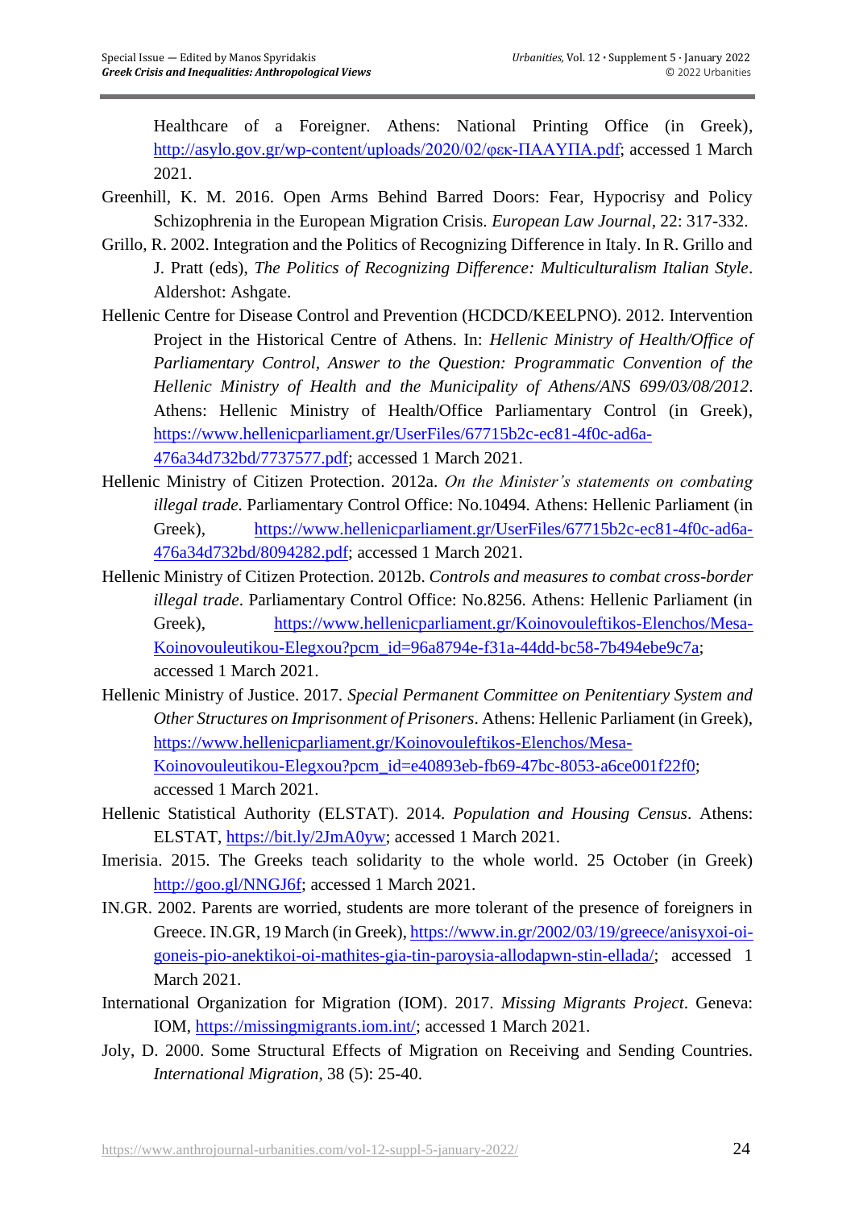Healthcare of a Foreigner. Athens: National Printing Office (in Greek), http://asylo.gov.gr/wp-content/uploads/2020/02/φεκ-ΠΑΑΥΠΑ.pdf; accessed 1 March 2021.

Greenhill, K. M. 2016. Open Arms Behind Barred Doors: Fear, Hypocrisy and Policy Schizophrenia in the European Migration Crisis. *European Law Journal*, 22: 317-332.

Grillo, R. 2002. Integration and the Politics of Recognizing Difference in Italy. In R. Grillo and J. Pratt (eds), *The Politics of Recognizing Difference: Multiculturalism Italian Style*. Aldershot: Ashgate.

Hellenic Centre for Disease Control and Prevention (HCDCD/KEELPNO). 2012. Intervention Project in the Historical Centre of Athens. In: *Hellenic Ministry of Health/Office of Parliamentary Control, Answer to the Question: Programmatic Convention of the Hellenic Ministry of Health and the Municipality of Athens/ANS 699/03/08/2012*. Athens: Hellenic Ministry of Health/Office Parliamentary Control (in Greek), https://www.hellenicparliament.gr/UserFiles/67715b2c-ec81-4f0c-ad6a-476a34d732bd/7737577.pdf; accessed 1 March 2021.

Hellenic Ministry of Citizen Protection. 2012a. *On the Minister's statements on combating illegal trade*. Parliamentary Control Office: No.10494. Athens: Hellenic Parliament (in Greek), https://www.hellenicparliament.gr/UserFiles/67715b2c-ec81-4f0c-ad6a-476a34d732bd/8094282.pdf; accessed 1 March 2021.

Hellenic Ministry of Citizen Protection. 2012b. *Controls and measures to combat cross-border illegal trade*. Parliamentary Control Office: No.8256. Athens: Hellenic Parliament (in Greek), https://www.hellenicparliament.gr/Koinovouleftikos-Elenchos/Mesa-Koinovouleutikou-Elegxou?pcm_id=96a8794e-f31a-44dd-bc58-7b494ebe9c7a; accessed 1 March 2021.

Hellenic Ministry of Justice. 2017. *Special Permanent Committee on Penitentiary System and Other Structures on Imprisonment of Prisoners*. Athens: Hellenic Parliament (in Greek), https://www.hellenicparliament.gr/Koinovouleftikos-Elenchos/Mesa-Koinovouleutikou-Elegxou?pcm_id=e40893eb-fb69-47bc-8053-a6ce001f22f0; accessed 1 March 2021.

Hellenic Statistical Authority (ELSTAT). 2014. *Population and Housing Census*. Athens: ELSTAT, https://bit.ly/2JmA0yw; accessed 1 March 2021.

Imerisia. 2015. The Greeks teach solidarity to the whole world. 25 October (in Greek) http://goo.gl/NNGJ6f; accessed 1 March 2021.

IN.GR. 2002. Parents are worried, students are more tolerant of the presence of foreigners in Greece. IN.GR, 19 March (in Greek), https://www.in.gr/2002/03/19/greece/anisyxoi-oi-goneis-pio-anektikoi-oi-mathites-gia-tin-paroysia-allodapwn-stin-ellada/; accessed 1 March 2021.

International Organization for Migration (IOM). 2017. *Missing Migrants Project*. Geneva: IOM, https://missingmigrants.iom.int/; accessed 1 March 2021.

Joly, D. 2000. Some Structural Effects of Migration on Receiving and Sending Countries. *International Migration*, 38 (5): 25-40.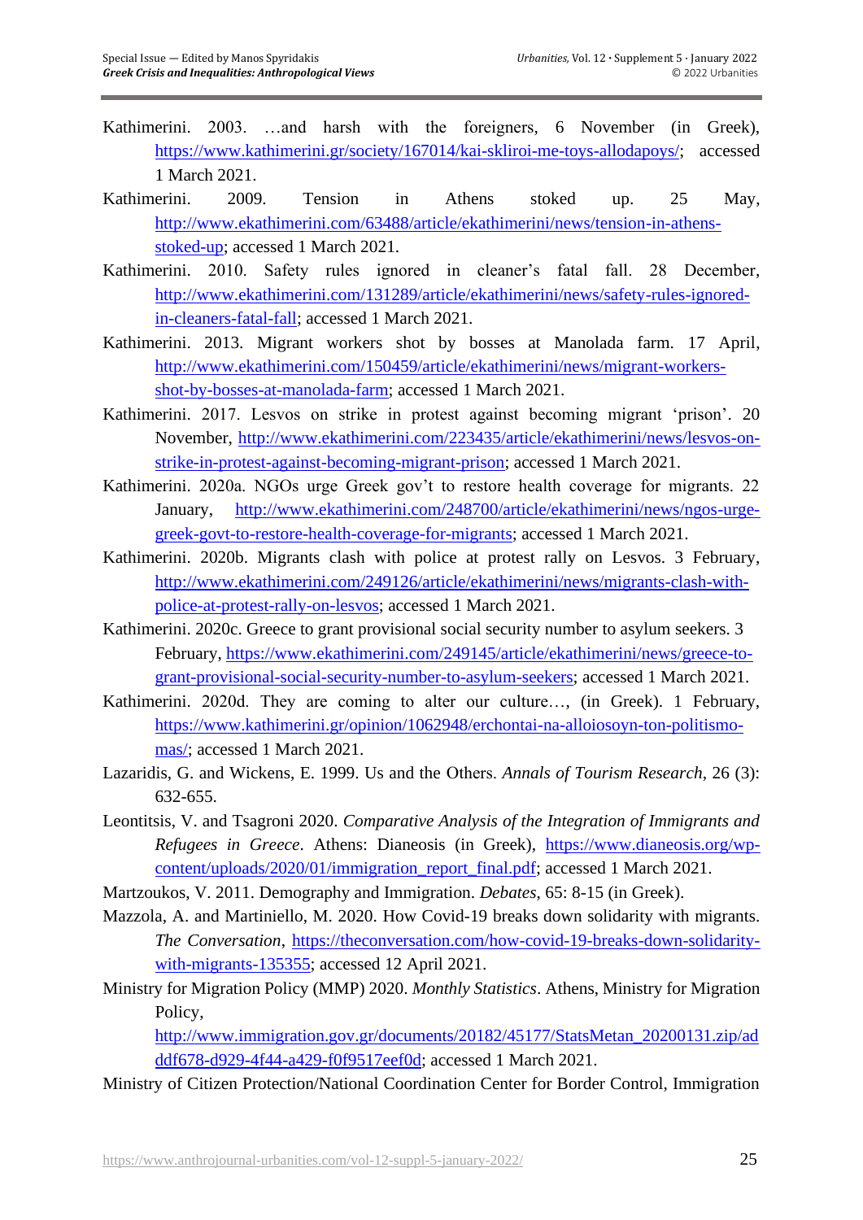Kathimerini. 2003. …and harsh with the foreigners, 6 November (in Greek), https://www.kathimerini.gr/society/167014/kai-skliroi-me-toys-allodapoys/; accessed 1 March 2021.

Kathimerini. 2009. Tension in Athens stoked up. 25 May, http://www.ekathimerini.com/63488/article/ekathimerini/news/tension-in-athens-stoked-up; accessed 1 March 2021.

Kathimerini. 2010. Safety rules ignored in cleaner's fatal fall. 28 December, http://www.ekathimerini.com/131289/article/ekathimerini/news/safety-rules-ignored-in-cleaners-fatal-fall; accessed 1 March 2021.

Kathimerini. 2013. Migrant workers shot by bosses at Manolada farm. 17 April, http://www.ekathimerini.com/150459/article/ekathimerini/news/migrant-workers-shot-by-bosses-at-manolada-farm; accessed 1 March 2021.

Kathimerini. 2017. Lesvos on strike in protest against becoming migrant 'prison'. 20 November, http://www.ekathimerini.com/223435/article/ekathimerini/news/lesvos-on-strike-in-protest-against-becoming-migrant-prison; accessed 1 March 2021.

Kathimerini. 2020a. NGOs urge Greek gov't to restore health coverage for migrants. 22 January, http://www.ekathimerini.com/248700/article/ekathimerini/news/ngos-urge-greek-govt-to-restore-health-coverage-for-migrants; accessed 1 March 2021.

Kathimerini. 2020b. Migrants clash with police at protest rally on Lesvos. 3 February, http://www.ekathimerini.com/249126/article/ekathimerini/news/migrants-clash-with-police-at-protest-rally-on-lesvos; accessed 1 March 2021.

Kathimerini. 2020c. Greece to grant provisional social security number to asylum seekers. 3 February, https://www.ekathimerini.com/249145/article/ekathimerini/news/greece-to-grant-provisional-social-security-number-to-asylum-seekers; accessed 1 March 2021.

Kathimerini. 2020d. They are coming to alter our culture…, (in Greek). 1 February, https://www.kathimerini.gr/opinion/1062948/erchontai-na-alloiosoyn-ton-politismo-mas/; accessed 1 March 2021.

Lazaridis, G. and Wickens, E. 1999. Us and the Others. *Annals of Tourism Research*, 26 (3): 632-655.

Leontitsis, V. and Tsagroni 2020. *Comparative Analysis of the Integration of Immigrants and Refugees in Greece*. Athens: Dianeosis (in Greek), https://www.dianeosis.org/wp-content/uploads/2020/01/immigration_report_final.pdf; accessed 1 March 2021.

Martzoukos, V. 2011. Demography and Immigration. *Debates*, 65: 8-15 (in Greek).

Mazzola, A. and Martiniello, M. 2020. How Covid-19 breaks down solidarity with migrants. *The Conversation*, https://theconversation.com/how-covid-19-breaks-down-solidarity-with-migrants-135355; accessed 12 April 2021.

Ministry for Migration Policy (MMP) 2020. *Monthly Statistics*. Athens, Ministry for Migration Policy, http://www.immigration.gov.gr/documents/20182/45177/StatsMetan_20200131.zip/adddf678-d929-4f44-a429-f0f9517eef0d; accessed 1 March 2021.

Ministry of Citizen Protection/National Coordination Center for Border Control, Immigration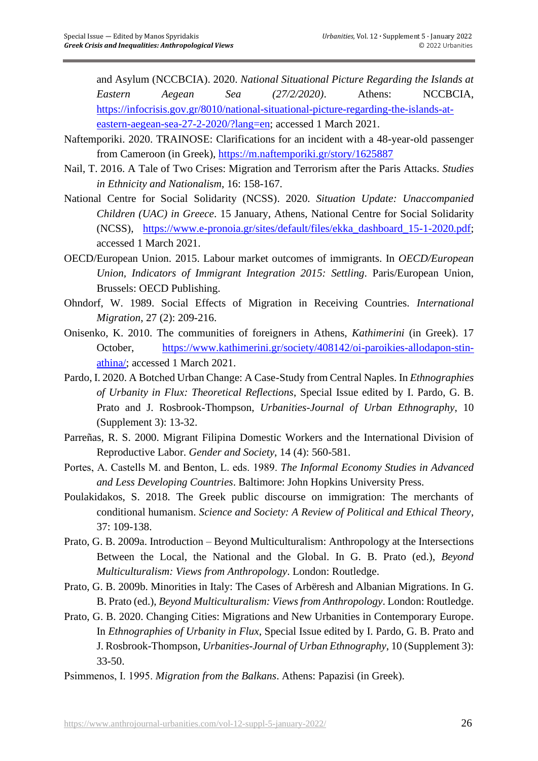and Asylum (NCCBCIA). 2020. *National Situational Picture Regarding the Islands at Eastern Aegean Sea (27/2/2020)*. Athens: NCCBCIA, https://infocrisis.gov.gr/8010/national-situational-picture-regarding-the-islands-at-eastern-aegean-sea-27-2-2020/?lang=en; accessed 1 March 2021.

Naftemporiki. 2020. TRAINOSE: Clarifications for an incident with a 48-year-old passenger from Cameroon (in Greek), https://m.naftemporiki.gr/story/1625887

Nail, T. 2016. A Tale of Two Crises: Migration and Terrorism after the Paris Attacks. *Studies in Ethnicity and Nationalism*, 16: 158-167.

National Centre for Social Solidarity (NCSS). 2020. *Situation Update: Unaccompanied Children (UAC) in Greece*. 15 January, Athens, National Centre for Social Solidarity (NCSS), https://www.e-pronoia.gr/sites/default/files/ekka_dashboard_15-1-2020.pdf; accessed 1 March 2021.

OECD/European Union. 2015. Labour market outcomes of immigrants. In *OECD/European Union, Indicators of Immigrant Integration 2015: Settling*. Paris/European Union, Brussels: OECD Publishing.

Ohndorf, W. 1989. Social Effects of Migration in Receiving Countries. *International Migration*, 27 (2): 209-216.

Onisenko, K. 2010. The communities of foreigners in Athens, *Kathimerini* (in Greek). 17 October, https://www.kathimerini.gr/society/408142/oi-paroikies-allodapon-stin-athina/; accessed 1 March 2021.

Pardo, I. 2020. A Botched Urban Change: A Case-Study from Central Naples. In *Ethnographies of Urbanity in Flux: Theoretical Reflections*, Special Issue edited by I. Pardo, G. B. Prato and J. Rosbrook-Thompson, *Urbanities-Journal of Urban Ethnography*, 10 (Supplement 3): 13-32.

Parreñas, R. S. 2000. Migrant Filipina Domestic Workers and the International Division of Reproductive Labor. *Gender and Society*, 14 (4): 560-581.

Portes, A. Castells M. and Benton, L. eds. 1989. *The Informal Economy Studies in Advanced and Less Developing Countries*. Baltimore: John Hopkins University Press.

Poulakidakos, S. 2018. The Greek public discourse on immigration: The merchants of conditional humanism. *Science and Society: A Review of Political and Ethical Theory*, 37: 109-138.

Prato, G. B. 2009a. Introduction – Beyond Multiculturalism: Anthropology at the Intersections Between the Local, the National and the Global. In G. B. Prato (ed.), *Beyond Multiculturalism: Views from Anthropology*. London: Routledge.

Prato, G. B. 2009b. Minorities in Italy: The Cases of Arbëresh and Albanian Migrations. In G. B. Prato (ed.), *Beyond Multiculturalism: Views from Anthropology*. London: Routledge.

Prato, G. B. 2020. Changing Cities: Migrations and New Urbanities in Contemporary Europe. In *Ethnographies of Urbanity in Flux*, Special Issue edited by I. Pardo, G. B. Prato and J. Rosbrook-Thompson, *Urbanities-Journal of Urban Ethnography*, 10 (Supplement 3): 33-50.

Psimmenos, I. 1995. *Migration from the Balkans*. Athens: Papazisi (in Greek).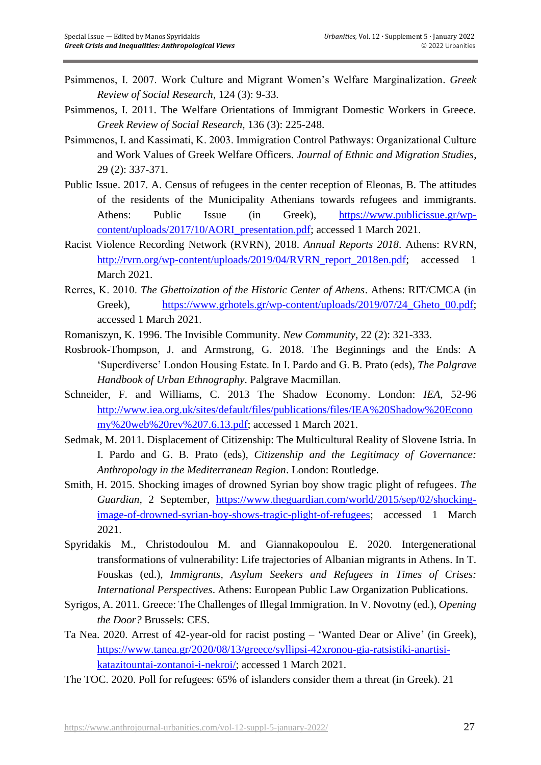Psimmenos, I. 2007. Work Culture and Migrant Women's Welfare Marginalization. *Greek Review of Social Research*, 124 (3): 9-33.

Psimmenos, I. 2011. The Welfare Orientations of Immigrant Domestic Workers in Greece. *Greek Review of Social Research*, 136 (3): 225-248.

Psimmenos, I. and Kassimati, K. 2003. Immigration Control Pathways: Organizational Culture and Work Values of Greek Welfare Officers. *Journal of Ethnic and Migration Studies*, 29 (2): 337-371.

Public Issue. 2017. A. Census of refugees in the center reception of Eleonas, B. The attitudes of the residents of the Municipality Athenians towards refugees and immigrants. Athens: Public Issue (in Greek), https://www.publicissue.gr/wp-content/uploads/2017/10/AORI_presentation.pdf; accessed 1 March 2021.

Racist Violence Recording Network (RVRN), 2018. *Annual Reports 2018*. Athens: RVRN, http://rvrn.org/wp-content/uploads/2019/04/RVRN_report_2018en.pdf; accessed 1 March 2021.

Rerres, K. 2010. *The Ghettoization of the Historic Center of Athens*. Athens: RIT/CMCA (in Greek), https://www.grhotels.gr/wp-content/uploads/2019/07/24_Gheto_00.pdf; accessed 1 March 2021.

Romaniszyn, K. 1996. The Invisible Community. *New Community*, 22 (2): 321-333.

Rosbrook-Thompson, J. and Armstrong, G. 2018. The Beginnings and the Ends: A 'Superdiverse' London Housing Estate. In I. Pardo and G. B. Prato (eds), *The Palgrave Handbook of Urban Ethnography*. Palgrave Macmillan.

Schneider, F. and Williams, C. 2013 The Shadow Economy. London: *IEA*, 52-96 http://www.iea.org.uk/sites/default/files/publications/files/IEA%20Shadow%20Economy%20web%20rev%207.6.13.pdf; accessed 1 March 2021.

Sedmak, M. 2011. Displacement of Citizenship: The Multicultural Reality of Slovene Istria. In I. Pardo and G. B. Prato (eds), *Citizenship and the Legitimacy of Governance: Anthropology in the Mediterranean Region*. London: Routledge.

Smith, H. 2015. Shocking images of drowned Syrian boy show tragic plight of refugees. *The Guardian*, 2 September, https://www.theguardian.com/world/2015/sep/02/shocking-image-of-drowned-syrian-boy-shows-tragic-plight-of-refugees; accessed 1 March 2021.

Spyridakis M., Christodoulou M. and Giannakopoulou E. 2020. Intergenerational transformations of vulnerability: Life trajectories of Albanian migrants in Athens. In T. Fouskas (ed.), *Immigrants, Asylum Seekers and Refugees in Times of Crises: International Perspectives*. Athens: European Public Law Organization Publications.

Syrigos, A. 2011. Greece: The Challenges of Illegal Immigration. In V. Novotny (ed.), *Opening the Door?* Brussels: CES.

Ta Nea. 2020. Arrest of 42-year-old for racist posting – 'Wanted Dear or Alive' (in Greek), https://www.tanea.gr/2020/08/13/greece/syllipsi-42xronou-gia-ratsistiki-anartisi-katazitountai-zontanoi-i-nekroi/; accessed 1 March 2021.

The TOC. 2020. Poll for refugees: 65% of islanders consider them a threat (in Greek). 21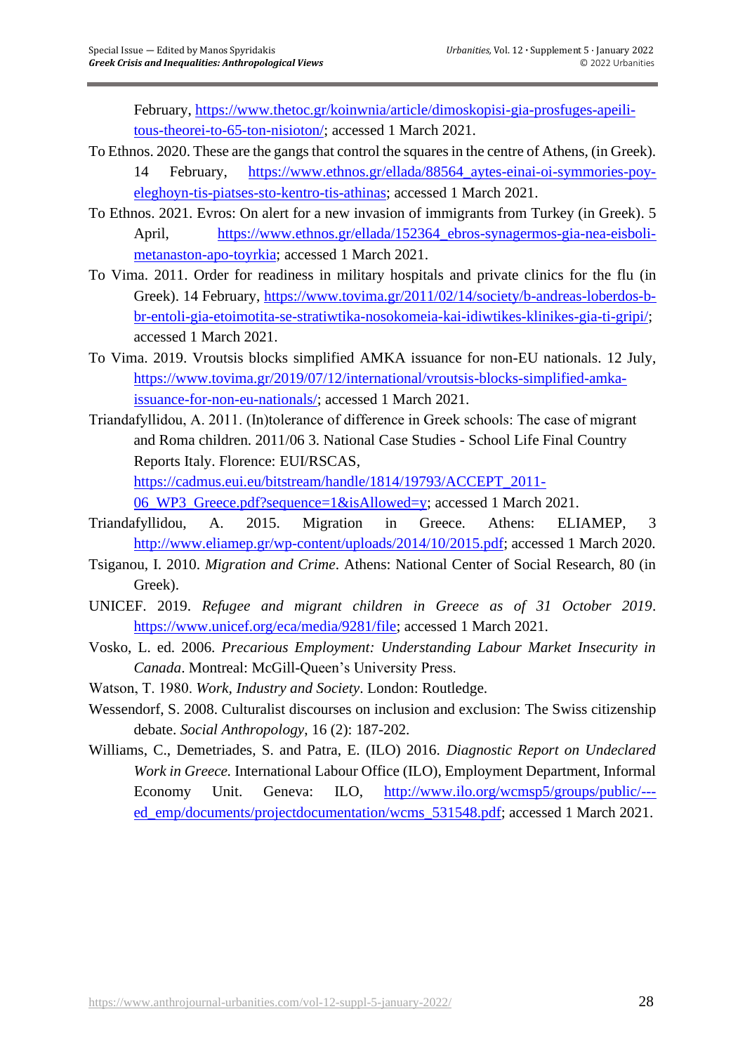February, https://www.thetoc.gr/koinwnia/article/dimoskopisi-gia-prosfuges-apeili-tous-theorei-to-65-ton-nisioton/; accessed 1 March 2021.

To Ethnos. 2020. These are the gangs that control the squares in the centre of Athens, (in Greek). 14 February, https://www.ethnos.gr/ellada/88564_aytes-einai-oi-symmories-poy-eleghoyn-tis-piatses-sto-kentro-tis-athinas; accessed 1 March 2021.

To Ethnos. 2021. Evros: On alert for a new invasion of immigrants from Turkey (in Greek). 5 April, https://www.ethnos.gr/ellada/152364_ebros-synagermos-gia-nea-eisboli-metanaston-apo-toyrkia; accessed 1 March 2021.

To Vima. 2011. Order for readiness in military hospitals and private clinics for the flu (in Greek). 14 February, https://www.tovima.gr/2011/02/14/society/b-andreas-loberdos-b-br-entoli-gia-etoimotita-se-stratiwtika-nosokomeia-kai-idiwtikes-klinikes-gia-ti-gripi/; accessed 1 March 2021.

To Vima. 2019. Vroutsis blocks simplified AMKA issuance for non-EU nationals. 12 July, https://www.tovima.gr/2019/07/12/international/vroutsis-blocks-simplified-amka-issuance-for-non-eu-nationals/; accessed 1 March 2021.

Triandafyllidou, A. 2011. (In)tolerance of difference in Greek schools: The case of migrant and Roma children. 2011/06 3. National Case Studies - School Life Final Country Reports Italy. Florence: EUI/RSCAS, https://cadmus.eui.eu/bitstream/handle/1814/19793/ACCEPT_2011-06_WP3_Greece.pdf?sequence=1&isAllowed=y; accessed 1 March 2021.

Triandafyllidou, A. 2015. Migration in Greece. Athens: ELIAMEP, 3 http://www.eliamep.gr/wp-content/uploads/2014/10/2015.pdf; accessed 1 March 2020.

Tsiganou, I. 2010. *Migration and Crime*. Athens: National Center of Social Research, 80 (in Greek).

UNICEF. 2019. *Refugee and migrant children in Greece as of 31 October 2019*. https://www.unicef.org/eca/media/9281/file; accessed 1 March 2021.

Vosko, L. ed. 2006. *Precarious Employment: Understanding Labour Market Insecurity in Canada*. Montreal: McGill-Queen's University Press.

Watson, T. 1980. *Work, Industry and Society*. London: Routledge.

Wessendorf, S. 2008. Culturalist discourses on inclusion and exclusion: The Swiss citizenship debate. *Social Anthropology*, 16 (2): 187-202.

Williams, C., Demetriades, S. and Patra, E. (ILO) 2016. *Diagnostic Report on Undeclared Work in Greece.* International Labour Office (ILO), Employment Department, Informal Economy Unit. Geneva: ILO, http://www.ilo.org/wcmsp5/groups/public/---ed_emp/documents/projectdocumentation/wcms_531548.pdf; accessed 1 March 2021.